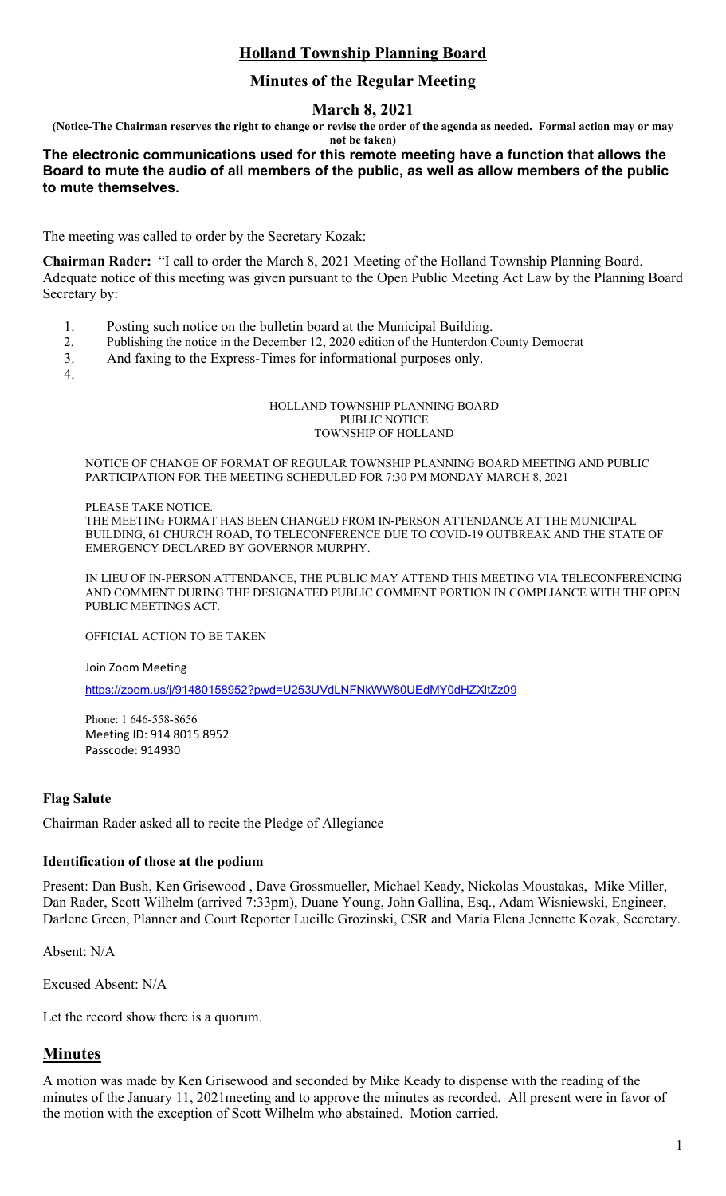# Holland Township Planning Board

## Minutes of the Regular Meeting

### March 8, 2021

**(Notice-The Chairman reserves the right to change or revise the order of the agenda as needed. Formal action may or may not be taken)**

**The electronic communications used for this remote meeting have a function that allows the Board to mute the audio of all members of the public, as well as allow members of the public to mute themselves.**

The meeting was called to order by the Secretary Kozak:

**Chairman Rader:** "I call to order the March 8, 2021 Meeting of the Holland Township Planning Board. Adequate notice of this meeting was given pursuant to the Open Public Meeting Act Law by the Planning Board Secretary by:

1. Posting such notice on the bulletin board at the Municipal Building.
2. Publishing the notice in the December 12, 2020 edition of the Hunterdon County Democrat
3. And faxing to the Express-Times for informational purposes only.
4.

HOLLAND TOWNSHIP PLANNING BOARD
PUBLIC NOTICE
TOWNSHIP OF HOLLAND

NOTICE OF CHANGE OF FORMAT OF REGULAR TOWNSHIP PLANNING BOARD MEETING AND PUBLIC PARTICIPATION FOR THE MEETING SCHEDULED FOR 7:30 PM MONDAY MARCH 8, 2021

PLEASE TAKE NOTICE.
THE MEETING FORMAT HAS BEEN CHANGED FROM IN-PERSON ATTENDANCE AT THE MUNICIPAL BUILDING, 61 CHURCH ROAD, TO TELECONFERENCE DUE TO COVID-19 OUTBREAK AND THE STATE OF EMERGENCY DECLARED BY GOVERNOR MURPHY.

IN LIEU OF IN-PERSON ATTENDANCE, THE PUBLIC MAY ATTEND THIS MEETING VIA TELECONFERENCING AND COMMENT DURING THE DESIGNATED PUBLIC COMMENT PORTION IN COMPLIANCE WITH THE OPEN PUBLIC MEETINGS ACT.

OFFICIAL ACTION TO BE TAKEN

Join Zoom Meeting

https://zoom.us/j/91480158952?pwd=U253UVdLNFNkWW80UEdMY0dHZXltZz09

Phone: 1 646-558-8656
Meeting ID: 914 8015 8952
Passcode: 914930

**Flag Salute**

Chairman Rader asked all to recite the Pledge of Allegiance

**Identification of those at the podium**

Present: Dan Bush, Ken Grisewood , Dave Grossmueller, Michael Keady, Nickolas Moustakas, Mike Miller, Dan Rader, Scott Wilhelm (arrived 7:33pm), Duane Young, John Gallina, Esq., Adam Wisniewski, Engineer, Darlene Green, Planner and Court Reporter Lucille Grozinski, CSR and Maria Elena Jennette Kozak, Secretary.

Absent: N/A

Excused Absent: N/A

Let the record show there is a quorum.

## Minutes

A motion was made by Ken Grisewood and seconded by Mike Keady to dispense with the reading of the minutes of the January 11, 2021meeting and to approve the minutes as recorded. All present were in favor of the motion with the exception of Scott Wilhelm who abstained. Motion carried.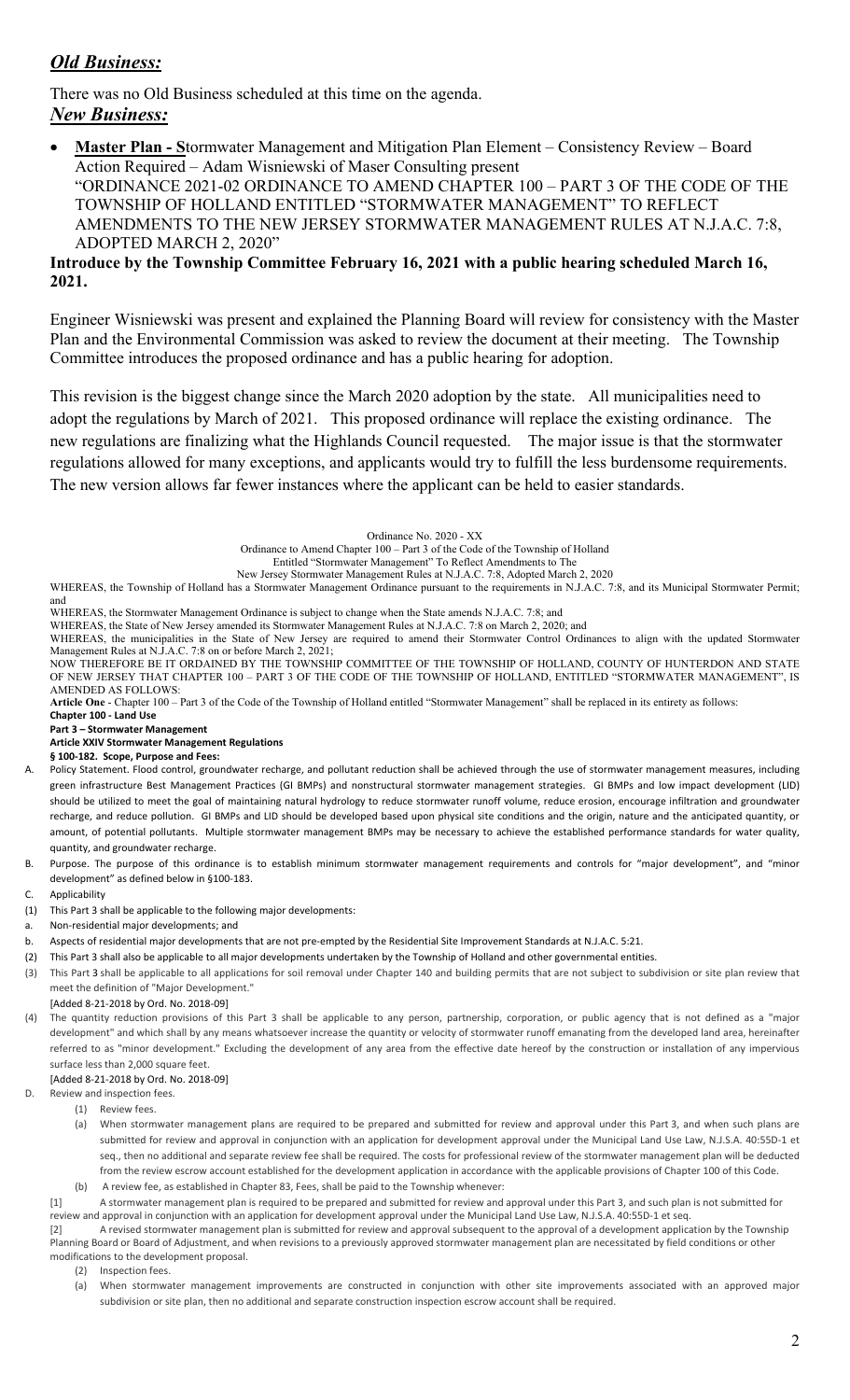## *Old Business:*

There was no Old Business scheduled at this time on the agenda.

## *New Business:*

- **Master Plan - S**tormwater Management and Mitigation Plan Element – Consistency Review – Board Action Required – Adam Wisniewski of Maser Consulting present "ORDINANCE 2021-02 ORDINANCE TO AMEND CHAPTER 100 – PART 3 OF THE CODE OF THE TOWNSHIP OF HOLLAND ENTITLED "STORMWATER MANAGEMENT" TO REFLECT AMENDMENTS TO THE NEW JERSEY STORMWATER MANAGEMENT RULES AT N.J.A.C. 7:8, ADOPTED MARCH 2, 2020"

**Introduce by the Township Committee February 16, 2021 with a public hearing scheduled March 16, 2021.**

Engineer Wisniewski was present and explained the Planning Board will review for consistency with the Master Plan and the Environmental Commission was asked to review the document at their meeting. The Township Committee introduces the proposed ordinance and has a public hearing for adoption.

This revision is the biggest change since the March 2020 adoption by the state. All municipalities need to adopt the regulations by March of 2021. This proposed ordinance will replace the existing ordinance. The new regulations are finalizing what the Highlands Council requested. The major issue is that the stormwater regulations allowed for many exceptions, and applicants would try to fulfill the less burdensome requirements. The new version allows far fewer instances where the applicant can be held to easier standards.

Ordinance No. 2020 - XX

Ordinance to Amend Chapter 100 – Part 3 of the Code of the Township of Holland

Entitled "Stormwater Management" To Reflect Amendments to The

New Jersey Stormwater Management Rules at N.J.A.C. 7:8, Adopted March 2, 2020

WHEREAS, the Township of Holland has a Stormwater Management Ordinance pursuant to the requirements in N.J.A.C. 7:8, and its Municipal Stormwater Permit; and

WHEREAS, the Stormwater Management Ordinance is subject to change when the State amends N.J.A.C. 7:8; and

WHEREAS, the State of New Jersey amended its Stormwater Management Rules at N.J.A.C. 7:8 on March 2, 2020; and

WHEREAS, the municipalities in the State of New Jersey are required to amend their Stormwater Control Ordinances to align with the updated Stormwater Management Rules at N.J.A.C. 7:8 on or before March 2, 2021;

NOW THEREFORE BE IT ORDAINED BY THE TOWNSHIP COMMITTEE OF THE TOWNSHIP OF HOLLAND, COUNTY OF HUNTERDON AND STATE OF NEW JERSEY THAT CHAPTER 100 – PART 3 OF THE CODE OF THE TOWNSHIP OF HOLLAND, ENTITLED "STORMWATER MANAGEMENT", IS AMENDED AS FOLLOWS:

**Article One** - Chapter 100 – Part 3 of the Code of the Township of Holland entitled "Stormwater Management" shall be replaced in its entirety as follows:

**Chapter 100 - Land Use**

**Part 3 – Stormwater Management**

**Article XXIV Stormwater Management Regulations**

**§ 100-182. Scope, Purpose and Fees:**

A. Policy Statement. Flood control, groundwater recharge, and pollutant reduction shall be achieved through the use of stormwater management measures, including green infrastructure Best Management Practices (GI BMPs) and nonstructural stormwater management strategies. GI BMPs and low impact development (LID) should be utilized to meet the goal of maintaining natural hydrology to reduce stormwater runoff volume, reduce erosion, encourage infiltration and groundwater recharge, and reduce pollution. GI BMPs and LID should be developed based upon physical site conditions and the origin, nature and the anticipated quantity, or amount, of potential pollutants. Multiple stormwater management BMPs may be necessary to achieve the established performance standards for water quality, quantity, and groundwater recharge.

B. Purpose. The purpose of this ordinance is to establish minimum stormwater management requirements and controls for "major development", and "minor development" as defined below in §100-183.

C. Applicability

(1) This Part 3 shall be applicable to the following major developments:

a. Non-residential major developments; and

b. Aspects of residential major developments that are not pre-empted by the Residential Site Improvement Standards at N.J.A.C. 5:21.

(2) This Part 3 shall also be applicable to all major developments undertaken by the Township of Holland and other governmental entities.

(3) This Part 3 shall be applicable to all applications for soil removal under Chapter 140 and building permits that are not subject to subdivision or site plan review that meet the definition of "Major Development."

[Added 8-21-2018 by Ord. No. 2018-09]

(4) The quantity reduction provisions of this Part 3 shall be applicable to any person, partnership, corporation, or public agency that is not defined as a "major development" and which shall by any means whatsoever increase the quantity or velocity of stormwater runoff emanating from the developed land area, hereinafter referred to as "minor development." Excluding the development of any area from the effective date hereof by the construction or installation of any impervious surface less than 2,000 square feet.

[Added 8-21-2018 by Ord. No. 2018-09]

D. Review and inspection fees.

(1) Review fees.

(a) When stormwater management plans are required to be prepared and submitted for review and approval under this Part 3, and when such plans are submitted for review and approval in conjunction with an application for development approval under the Municipal Land Use Law, N.J.S.A. 40:55D-1 et seq., then no additional and separate review fee shall be required. The costs for professional review of the stormwater management plan will be deducted from the review escrow account established for the development application in accordance with the applicable provisions of Chapter 100 of this Code.

(b) A review fee, as established in Chapter 83, Fees, shall be paid to the Township whenever:

[1] A stormwater management plan is required to be prepared and submitted for review and approval under this Part 3, and such plan is not submitted for review and approval in conjunction with an application for development approval under the Municipal Land Use Law, N.J.S.A. 40:55D-1 et seq.

[2] A revised stormwater management plan is submitted for review and approval subsequent to the approval of a development application by the Township Planning Board or Board of Adjustment, and when revisions to a previously approved stormwater management plan are necessitated by field conditions or other modifications to the development proposal.

(2) Inspection fees.

(a) When stormwater management improvements are constructed in conjunction with other site improvements associated with an approved major subdivision or site plan, then no additional and separate construction inspection escrow account shall be required.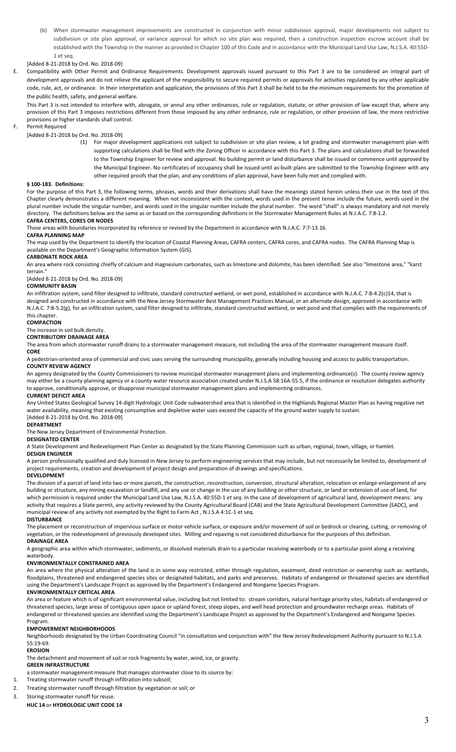(b) When stormwater management improvements are constructed in conjunction with minor subdivision approval, major developments not subject to subdivision or site plan approval, or variance approval for which no site plan was required, then a construction inspection escrow account shall be established with the Township in the manner as provided in Chapter 100 of this Code and in accordance with the Municipal Land Use Law, N.J.S.A. 40:55D-1 et seq.

[Added 8-21-2018 by Ord. No. 2018-09]

E. Compatibility with Other Permit and Ordinance Requirements. Development approvals issued pursuant to this Part 3 are to be considered an integral part of development approvals and do not relieve the applicant of the responsibility to secure required permits or approvals for activities regulated by any other applicable code, rule, act, or ordinance. In their interpretation and application, the provisions of this Part 3 shall be held to be the minimum requirements for the promotion of the public health, safety, and general welfare.

This Part 3 is not intended to interfere with, abrogate, or annul any other ordinances, rule or regulation, statute, or other provision of law except that, where any provision of this Part 3 imposes restrictions different from those imposed by any other ordinance, rule or regulation, or other provision of law, the more restrictive provisions or higher standards shall control.

F. Permit Required

[Added 8-21-2018 by Ord. No. 2018-09]

(1) For major development applications not subject to subdivision or site plan review, a lot grading and stormwater management plan with supporting calculations shall be filed with the Zoning Officer in accordance with this Part 3. The plans and calculations shall be forwarded to the Township Engineer for review and approval. No building permit or land disturbance shall be issued or commence until approved by the Municipal Engineer. No certificates of occupancy shall be issued until as-built plans are submitted to the Township Engineer with any other required proofs that the plan, and any conditions of plan approval, have been fully met and complied with.

### § 100-183. Definitions:

For the purpose of this Part 3, the following terms, phrases, words and their derivations shall have the meanings stated herein unless their use in the text of this Chapter clearly demonstrates a different meaning. When not inconsistent with the context, words used in the present tense include the future, words used in the plural number include the singular number, and words used in the singular number include the plural number. The word "shall" is always mandatory and not merely directory. The definitions below are the same as or based on the corresponding definitions in the Stormwater Management Rules at N.J.A.C. 7:8-1.2.

**CAFRA CENTERS, CORES OR NODES**

Those areas with boundaries incorporated by reference or revised by the Department in accordance with N.J.A.C. 7:7-13.16.

**CAFRA PLANNING MAP**

The map used by the Department to identify the location of Coastal Planning Areas, CAFRA centers, CAFRA cores, and CAFRA nodes. The CAFRA Planning Map is available on the Department's Geographic Information System (GIS).

**CARBONATE ROCK AREA**

An area where rock consisting chiefly of calcium and magnesium carbonates, such as limestone and dolomite, has been identified. See also "limestone area," "karst terrain."

[Added 8-21-2018 by Ord. No. 2018-09]

**COMMUNITY BASIN**

An infiltration system, sand filter designed to infiltrate, standard constructed wetland, or wet pond, established in accordance with N.J.A.C. 7:8-4.2(c)14, that is designed and constructed in accordance with the New Jersey Stormwater Best Management Practices Manual, or an alternate design, approved in accordance with N.J.A.C. 7:8-5.2(g), for an infiltration system, sand filter designed to infiltrate, standard constructed wetland, or wet pond and that complies with the requirements of this chapter.

**COMPACTION**

The increase in soil bulk density.

**CONTRIBUTORY DRAINAGE AREA**

The area from which stormwater runoff drains to a stormwater management measure, not including the area of the stormwater management measure itself.

**CORE**

A pedestrian-oriented area of commercial and civic uses serving the surrounding municipality, generally including housing and access to public transportation.

**COUNTY REVIEW AGENCY**

An agency designated by the County Commissioners to review municipal stormwater management plans and implementing ordinance(s). The county review agency may either be a county planning agency or a county water resource association created under N.J.S.A 58:16A-55.5, if the ordinance or resolution delegates authority to approve, conditionally approve, or disapprove municipal stormwater management plans and implementing ordinances.

**CURRENT DEFICIT AREA**

Any United States Geological Survey 14-digit Hydrologic Unit Code subwatershed area that is identified in the Highlands Regional Master Plan as having negative net water availability, meaning that existing consumptive and depletive water uses exceed the capacity of the ground water supply to sustain.

[Added 8-21-2018 by Ord. No. 2018-09]

**DEPARTMENT**

The New Jersey Department of Environmental Protection.

**DESIGNATED CENTER**

A State Development and Redevelopment Plan Center as designated by the State Planning Commission such as urban, regional, town, village, or hamlet.

**DESIGN ENGINEER**

A person professionally qualified and duly licensed in New Jersey to perform engineering services that may include, but not necessarily be limited to, development of project requirements, creation and development of project design and preparation of drawings and specifications.

**DEVELOPMENT**

The division of a parcel of land into two or more parcels, the construction, reconstruction, conversion, structural alteration, relocation or enlarge-enlargement of any building or structure, any mining excavation or landfill, and any use or change in the use of any building or other structure, or land or extension of use of land, for which permission is required under the Municipal Land Use Law, N.J.S.A. 40:55D-1 *et seq*. In the case of development of agricultural land, development means: any activity that requires a State permit, any activity reviewed by the County Agricultural Board (CAB) and the State Agricultural Development Committee (SADC), and municipal review of any activity not exempted by the Right to Farm Act , N.J.S.A 4:1C-1 et seq.

**DISTURBANCE**

The placement or reconstruction of impervious surface or motor vehicle surface, or exposure and/or movement of soil or bedrock or clearing, cutting, or removing of vegetation, or the redevelopment of previously developed sites. Milling and repaving is not considered disturbance for the purposes of this definition.

**DRAINAGE AREA**

A geographic area within which stormwater, sediments, or dissolved materials drain to a particular receiving waterbody or to a particular point along a receiving waterbody.

**ENVIRONMENTALLY CONSTRAINED AREA**

An area where the physical alteration of the land is in some way restricted, either through regulation, easement, deed restriction or ownership such as: wetlands, floodplains, threatened and endangered species sites or designated habitats, and parks and preserves. Habitats of endangered or threatened species are identified using the Department's Landscape Project as approved by the Department's Endangered and Nongame Species Program.

**ENVIRONMENTALLY CRITICAL AREA**

An area or feature which is of significant environmental value, including but not limited to: stream corridors, natural heritage priority sites, habitats of endangered or threatened species, large areas of contiguous open space or upland forest, steep slopes, and well head protection and groundwater recharge areas. Habitats of endangered or threatened species are identified using the Department's Landscape Project as approved by the Department's Endangered and Nongame Species Program.

**EMPOWERMENT NEIGHBORHOODS**

Neighborhoods designated by the Urban Coordinating Council "in consultation and conjunction with" the New Jersey Redevelopment Authority pursuant to N.J.S.A 55:19-69.

**EROSION**

The detachment and movement of soil or rock fragments by water, wind, ice, or gravity.

**GREEN INFRASTRUCTURE**

a stormwater management measure that manages stormwater close to its source by:

1. Treating stormwater runoff through infiltration into subsoil;
2. Treating stormwater runoff through filtration by vegetation or soil; or
3. Storing stormwater runoff for reuse.

**HUC 14** or **HYDROLOGIC UNIT CODE 14**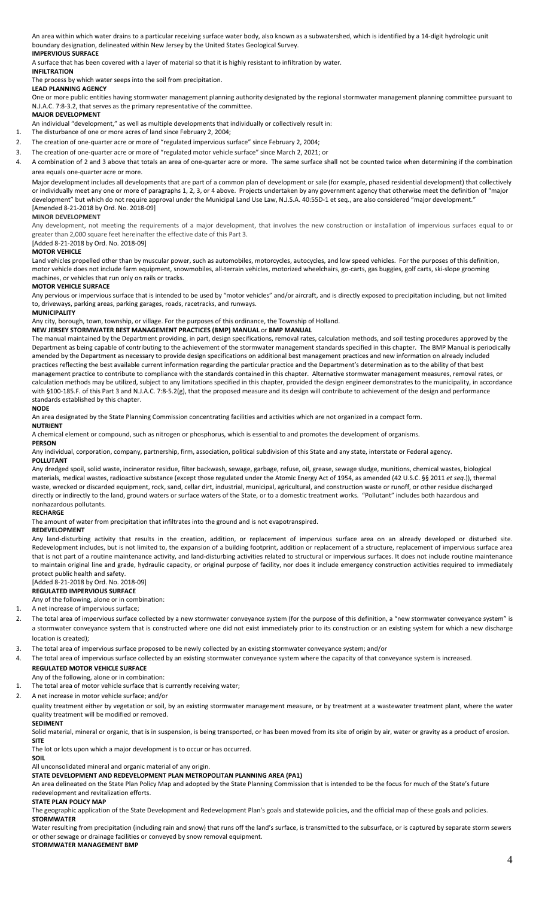An area within which water drains to a particular receiving surface water body, also known as a subwatershed, which is identified by a 14-digit hydrologic unit boundary designation, delineated within New Jersey by the United States Geological Survey.

**IMPERVIOUS SURFACE**

A surface that has been covered with a layer of material so that it is highly resistant to infiltration by water.

**INFILTRATION**

The process by which water seeps into the soil from precipitation.

**LEAD PLANNING AGENCY**

One or more public entities having stormwater management planning authority designated by the regional stormwater management planning committee pursuant to N.J.A.C. 7:8-3.2, that serves as the primary representative of the committee.

**MAJOR DEVELOPMENT**

An individual "development," as well as multiple developments that individually or collectively result in:

1. The disturbance of one or more acres of land since February 2, 2004;
2. The creation of one-quarter acre or more of "regulated impervious surface" since February 2, 2004;
3. The creation of one-quarter acre or more of "regulated motor vehicle surface" since March 2, 2021; or
4. A combination of 2 and 3 above that totals an area of one-quarter acre or more. The same surface shall not be counted twice when determining if the combination area equals one-quarter acre or more.

Major development includes all developments that are part of a common plan of development or sale (for example, phased residential development) that collectively or individually meet any one or more of paragraphs 1, 2, 3, or 4 above. Projects undertaken by any government agency that otherwise meet the definition of "major development" but which do not require approval under the Municipal Land Use Law, N.J.S.A. 40:55D-1 et seq., are also considered "major development."

[Amended 8-21-2018 by Ord. No. 2018-09]

**MINOR DEVELOPMENT**

Any development, not meeting the requirements of a major development, that involves the new construction or installation of impervious surfaces equal to or greater than 2,000 square feet hereinafter the effective date of this Part 3.

[Added 8-21-2018 by Ord. No. 2018-09]

**MOTOR VEHICLE**

Land vehicles propelled other than by muscular power, such as automobiles, motorcycles, autocycles, and low speed vehicles. For the purposes of this definition, motor vehicle does not include farm equipment, snowmobiles, all-terrain vehicles, motorized wheelchairs, go-carts, gas buggies, golf carts, ski-slope grooming machines, or vehicles that run only on rails or tracks.

**MOTOR VEHICLE SURFACE**

Any pervious or impervious surface that is intended to be used by "motor vehicles" and/or aircraft, and is directly exposed to precipitation including, but not limited to, driveways, parking areas, parking garages, roads, racetracks, and runways.

**MUNICIPALITY**

Any city, borough, town, township, or village. For the purposes of this ordinance, the Township of Holland.

**NEW JERSEY STORMWATER BEST MANAGEMENT PRACTICES (BMP) MANUAL** or **BMP MANUAL**

The manual maintained by the Department providing, in part, design specifications, removal rates, calculation methods, and soil testing procedures approved by the Department as being capable of contributing to the achievement of the stormwater management standards specified in this chapter. The BMP Manual is periodically amended by the Department as necessary to provide design specifications on additional best management practices and new information on already included practices reflecting the best available current information regarding the particular practice and the Department's determination as to the ability of that best management practice to contribute to compliance with the standards contained in this chapter. Alternative stormwater management measures, removal rates, or calculation methods may be utilized, subject to any limitations specified in this chapter, provided the design engineer demonstrates to the municipality, in accordance with §100-185.F. of this Part 3 and N.J.A.C. 7:8-5.2(g), that the proposed measure and its design will contribute to achievement of the design and performance standards established by this chapter.

**NODE**

An area designated by the State Planning Commission concentrating facilities and activities which are not organized in a compact form.

**NUTRIENT**

A chemical element or compound, such as nitrogen or phosphorus, which is essential to and promotes the development of organisms.

**PERSON**

Any individual, corporation, company, partnership, firm, association, political subdivision of this State and any state, interstate or Federal agency.

**POLLUTANT**

Any dredged spoil, solid waste, incinerator residue, filter backwash, sewage, garbage, refuse, oil, grease, sewage sludge, munitions, chemical wastes, biological materials, medical wastes, radioactive substance (except those regulated under the Atomic Energy Act of 1954, as amended (42 U.S.C. §§ 2011 *et seq.*)), thermal waste, wrecked or discarded equipment, rock, sand, cellar dirt, industrial, municipal, agricultural, and construction waste or runoff, or other residue discharged directly or indirectly to the land, ground waters or surface waters of the State, or to a domestic treatment works. "Pollutant" includes both hazardous and nonhazardous pollutants.

**RECHARGE**

The amount of water from precipitation that infiltrates into the ground and is not evapotranspired.

**REDEVELOPMENT**

Any land-disturbing activity that results in the creation, addition, or replacement of impervious surface area on an already developed or disturbed site. Redevelopment includes, but is not limited to, the expansion of a building footprint, addition or replacement of a structure, replacement of impervious surface area that is not part of a routine maintenance activity, and land-disturbing activities related to structural or impervious surfaces. It does not include routine maintenance to maintain original line and grade, hydraulic capacity, or original purpose of facility, nor does it include emergency construction activities required to immediately protect public health and safety.

[Added 8-21-2018 by Ord. No. 2018-09]

**REGULATED IMPERVIOUS SURFACE**

Any of the following, alone or in combination:

1. A net increase of impervious surface;
2. The total area of impervious surface collected by a new stormwater conveyance system (for the purpose of this definition, a "new stormwater conveyance system" is a stormwater conveyance system that is constructed where one did not exist immediately prior to its construction or an existing system for which a new discharge location is created);
3. The total area of impervious surface proposed to be newly collected by an existing stormwater conveyance system; and/or
4. The total area of impervious surface collected by an existing stormwater conveyance system where the capacity of that conveyance system is increased.

**REGULATED MOTOR VEHICLE SURFACE**

Any of the following, alone or in combination:

1. The total area of motor vehicle surface that is currently receiving water;
2. A net increase in motor vehicle surface; and/or

quality treatment either by vegetation or soil, by an existing stormwater management measure, or by treatment at a wastewater treatment plant, where the water quality treatment will be modified or removed.

**SEDIMENT**

Solid material, mineral or organic, that is in suspension, is being transported, or has been moved from its site of origin by air, water or gravity as a product of erosion.

**SITE**

The lot or lots upon which a major development is to occur or has occurred.

**SOIL**

All unconsolidated mineral and organic material of any origin.

**STATE DEVELOPMENT AND REDEVELOPMENT PLAN METROPOLITAN PLANNING AREA (PA1)**

An area delineated on the State Plan Policy Map and adopted by the State Planning Commission that is intended to be the focus for much of the State's future redevelopment and revitalization efforts.

**STATE PLAN POLICY MAP**

The geographic application of the State Development and Redevelopment Plan's goals and statewide policies, and the official map of these goals and policies.

**STORMWATER**

Water resulting from precipitation (including rain and snow) that runs off the land's surface, is transmitted to the subsurface, or is captured by separate storm sewers or other sewage or drainage facilities or conveyed by snow removal equipment.

**STORMWATER MANAGEMENT BMP**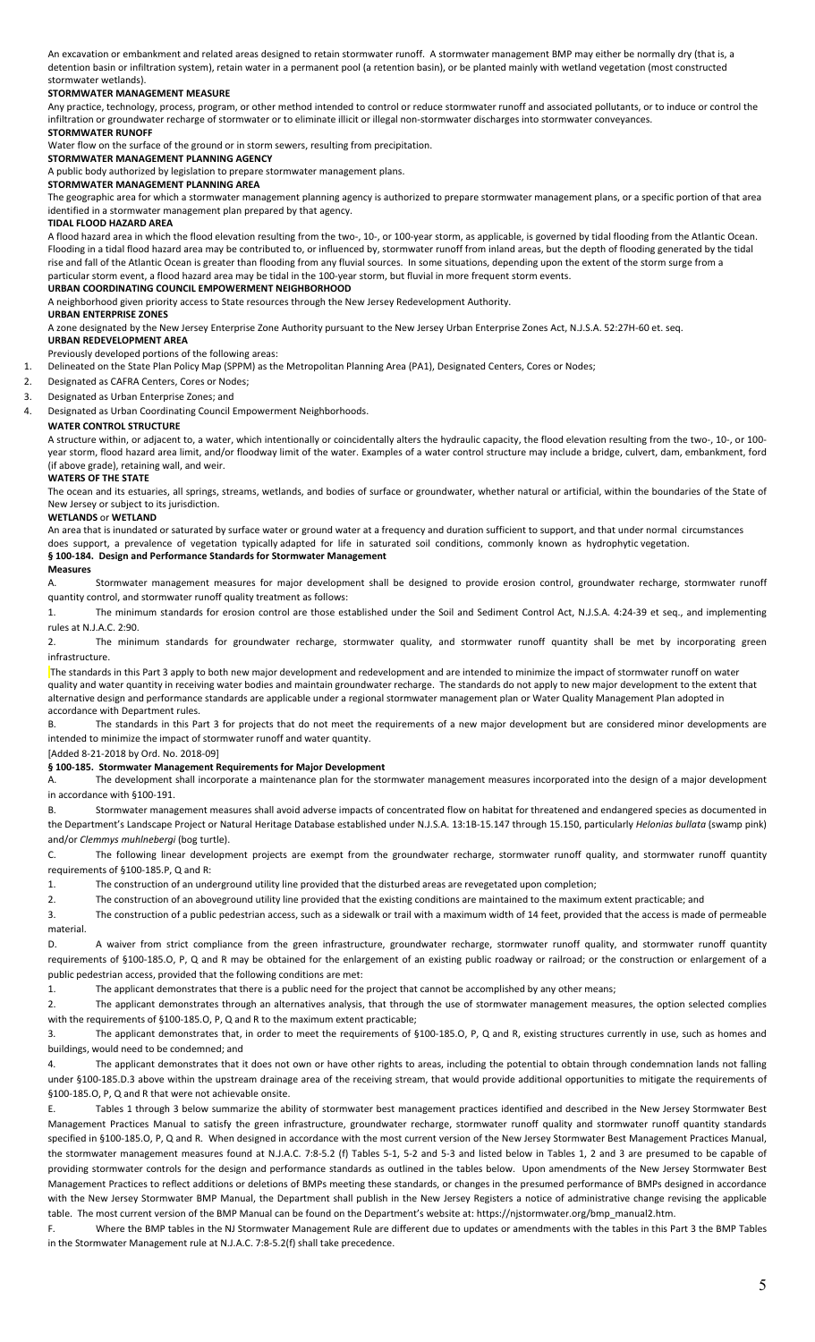An excavation or embankment and related areas designed to retain stormwater runoff. A stormwater management BMP may either be normally dry (that is, a detention basin or infiltration system), retain water in a permanent pool (a retention basin), or be planted mainly with wetland vegetation (most constructed stormwater wetlands).

**STORMWATER MANAGEMENT MEASURE**

Any practice, technology, process, program, or other method intended to control or reduce stormwater runoff and associated pollutants, or to induce or control the infiltration or groundwater recharge of stormwater or to eliminate illicit or illegal non-stormwater discharges into stormwater conveyances.

**STORMWATER RUNOFF**

Water flow on the surface of the ground or in storm sewers, resulting from precipitation.

**STORMWATER MANAGEMENT PLANNING AGENCY**

A public body authorized by legislation to prepare stormwater management plans.

**STORMWATER MANAGEMENT PLANNING AREA**

The geographic area for which a stormwater management planning agency is authorized to prepare stormwater management plans, or a specific portion of that area identified in a stormwater management plan prepared by that agency.

**TIDAL FLOOD HAZARD AREA**

A flood hazard area in which the flood elevation resulting from the two-, 10-, or 100-year storm, as applicable, is governed by tidal flooding from the Atlantic Ocean. Flooding in a tidal flood hazard area may be contributed to, or influenced by, stormwater runoff from inland areas, but the depth of flooding generated by the tidal rise and fall of the Atlantic Ocean is greater than flooding from any fluvial sources. In some situations, depending upon the extent of the storm surge from a particular storm event, a flood hazard area may be tidal in the 100-year storm, but fluvial in more frequent storm events.

**URBAN COORDINATING COUNCIL EMPOWERMENT NEIGHBORHOOD**

A neighborhood given priority access to State resources through the New Jersey Redevelopment Authority.

**URBAN ENTERPRISE ZONES**

A zone designated by the New Jersey Enterprise Zone Authority pursuant to the New Jersey Urban Enterprise Zones Act, N.J.S.A. 52:27H-60 et. seq.

**URBAN REDEVELOPMENT AREA**

Previously developed portions of the following areas:

1. Delineated on the State Plan Policy Map (SPPM) as the Metropolitan Planning Area (PA1), Designated Centers, Cores or Nodes;
2. Designated as CAFRA Centers, Cores or Nodes;
3. Designated as Urban Enterprise Zones; and
4. Designated as Urban Coordinating Council Empowerment Neighborhoods.

**WATER CONTROL STRUCTURE**

A structure within, or adjacent to, a water, which intentionally or coincidentally alters the hydraulic capacity, the flood elevation resulting from the two-, 10-, or 100-year storm, flood hazard area limit, and/or floodway limit of the water. Examples of a water control structure may include a bridge, culvert, dam, embankment, ford (if above grade), retaining wall, and weir.

**WATERS OF THE STATE**

The ocean and its estuaries, all springs, streams, wetlands, and bodies of surface or groundwater, whether natural or artificial, within the boundaries of the State of New Jersey or subject to its jurisdiction.

**WETLANDS or WETLAND**

An area that is inundated or saturated by surface water or ground water at a frequency and duration sufficient to support, and that under normal circumstances does support, a prevalence of vegetation typically adapted for life in saturated soil conditions, commonly known as hydrophytic vegetation.

**§ 100-184. Design and Performance Standards for Stormwater Management Measures**

A. Stormwater management measures for major development shall be designed to provide erosion control, groundwater recharge, stormwater runoff quantity control, and stormwater runoff quality treatment as follows:

1. The minimum standards for erosion control are those established under the Soil and Sediment Control Act, N.J.S.A. 4:24-39 et seq., and implementing rules at N.J.A.C. 2:90.

2. The minimum standards for groundwater recharge, stormwater quality, and stormwater runoff quantity shall be met by incorporating green infrastructure.

The standards in this Part 3 apply to both new major development and redevelopment and are intended to minimize the impact of stormwater runoff on water quality and water quantity in receiving water bodies and maintain groundwater recharge. The standards do not apply to new major development to the extent that alternative design and performance standards are applicable under a regional stormwater management plan or Water Quality Management Plan adopted in accordance with Department rules.

B. The standards in this Part 3 for projects that do not meet the requirements of a new major development but are considered minor developments are intended to minimize the impact of stormwater runoff and water quantity.

[Added 8-21-2018 by Ord. No. 2018-09]

**§ 100-185. Stormwater Management Requirements for Major Development**

A. The development shall incorporate a maintenance plan for the stormwater management measures incorporated into the design of a major development in accordance with §100-191.

B. Stormwater management measures shall avoid adverse impacts of concentrated flow on habitat for threatened and endangered species as documented in the Department's Landscape Project or Natural Heritage Database established under N.J.S.A. 13:1B-15.147 through 15.150, particularly *Helonias bullata* (swamp pink) and/or *Clemmys muhlnebergi* (bog turtle).

C. The following linear development projects are exempt from the groundwater recharge, stormwater runoff quality, and stormwater runoff quantity requirements of §100-185.P, Q and R:

1. The construction of an underground utility line provided that the disturbed areas are revegetated upon completion;
2. The construction of an aboveground utility line provided that the existing conditions are maintained to the maximum extent practicable; and
3. The construction of a public pedestrian access, such as a sidewalk or trail with a maximum width of 14 feet, provided that the access is made of permeable material.

D. A waiver from strict compliance from the green infrastructure, groundwater recharge, stormwater runoff quality, and stormwater runoff quantity requirements of §100-185.O, P, Q and R may be obtained for the enlargement of an existing public roadway or railroad; or the construction or enlargement of a public pedestrian access, provided that the following conditions are met:

1. The applicant demonstrates that there is a public need for the project that cannot be accomplished by any other means;
2. The applicant demonstrates through an alternatives analysis, that through the use of stormwater management measures, the option selected complies with the requirements of §100-185.O, P, Q and R to the maximum extent practicable;
3. The applicant demonstrates that, in order to meet the requirements of §100-185.O, P, Q and R, existing structures currently in use, such as homes and buildings, would need to be condemned; and
4. The applicant demonstrates that it does not own or have other rights to areas, including the potential to obtain through condemnation lands not falling under §100-185.D.3 above within the upstream drainage area of the receiving stream, that would provide additional opportunities to mitigate the requirements of §100-185.O, P, Q and R that were not achievable onsite.

E. Tables 1 through 3 below summarize the ability of stormwater best management practices identified and described in the New Jersey Stormwater Best Management Practices Manual to satisfy the green infrastructure, groundwater recharge, stormwater runoff quality and stormwater runoff quantity standards specified in §100-185.O, P, Q and R. When designed in accordance with the most current version of the New Jersey Stormwater Best Management Practices Manual, the stormwater management measures found at N.J.A.C. 7:8-5.2 (f) Tables 5-1, 5-2 and 5-3 and listed below in Tables 1, 2 and 3 are presumed to be capable of providing stormwater controls for the design and performance standards as outlined in the tables below. Upon amendments of the New Jersey Stormwater Best Management Practices to reflect additions or deletions of BMPs meeting these standards, or changes in the presumed performance of BMPs designed in accordance with the New Jersey Stormwater BMP Manual, the Department shall publish in the New Jersey Registers a notice of administrative change revising the applicable table. The most current version of the BMP Manual can be found on the Department's website at: https://njstormwater.org/bmp_manual2.htm.

F. Where the BMP tables in the NJ Stormwater Management Rule are different due to updates or amendments with the tables in this Part 3 the BMP Tables in the Stormwater Management rule at N.J.A.C. 7:8-5.2(f) shall take precedence.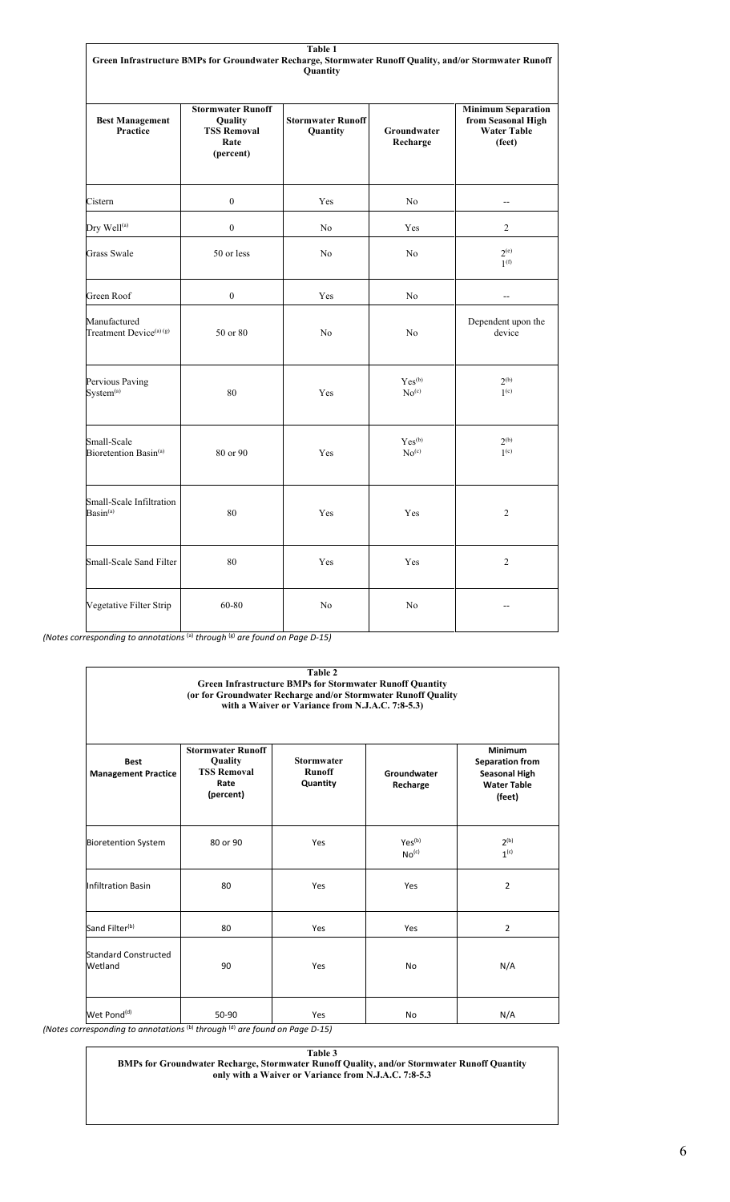**Table 1**
**Green Infrastructure BMPs for Groundwater Recharge, Stormwater Runoff Quality, and/or Stormwater Runoff Quantity**

| Best Management Practice | Stormwater Runoff Quality TSS Removal Rate (percent) | Stormwater Runoff Quantity | Groundwater Recharge | Minimum Separation from Seasonal High Water Table (feet) |
|---|---|---|---|---|
| Cistern | 0 | Yes | No | -- |
| Dry Well[(a)] | 0 | No | Yes | 2 |
| Grass Swale | 50 or less | No | No | 2[(e)] 1[(f)] |
| Green Roof | 0 | Yes | No | -- |
| Manufactured Treatment Device[(a) (g)] | 50 or 80 | No | No | Dependent upon the device |
| Pervious Paving System[(a)] | 80 | Yes | Yes[(b)] No[(c)] | 2[(b)] 1[(c)] |
| Small-Scale Bioretention Basin[(a)] | 80 or 90 | Yes | Yes[(b)] No[(c)] | 2[(b)] 1[(c)] |
| Small-Scale Infiltration Basin[(a)] | 80 | Yes | Yes | 2 |
| Small-Scale Sand Filter | 80 | Yes | Yes | 2 |
| Vegetative Filter Strip | 60-80 | No | No | -- |

*(Notes corresponding to annotations [(a)] through [(g)] are found on Page D-15)*

**Table 2**
**Green Infrastructure BMPs for Stormwater Runoff Quantity**
**(or for Groundwater Recharge and/or Stormwater Runoff Quality with a Waiver or Variance from N.J.A.C. 7:8-5.3)**

| Best Management Practice | Stormwater Runoff Quality TSS Removal Rate (percent) | Stormwater Runoff Quantity | Groundwater Recharge | Minimum Separation from Seasonal High Water Table (feet) |
|---|---|---|---|---|
| Bioretention System | 80 or 90 | Yes | Yes[(b)] No[(c)] | 2[(b)] 1[(c)] |
| Infiltration Basin | 80 | Yes | Yes | 2 |
| Sand Filter[(b)] | 80 | Yes | Yes | 2 |
| Standard Constructed Wetland | 90 | Yes | No | N/A |
| Wet Pond[(d)] | 50-90 | Yes | No | N/A |

*(Notes corresponding to annotations [(b)] through [(d)] are found on Page D-15)*

**Table 3**
**BMPs for Groundwater Recharge, Stormwater Runoff Quality, and/or Stormwater Runoff Quantity only with a Waiver or Variance from N.J.A.C. 7:8-5.3**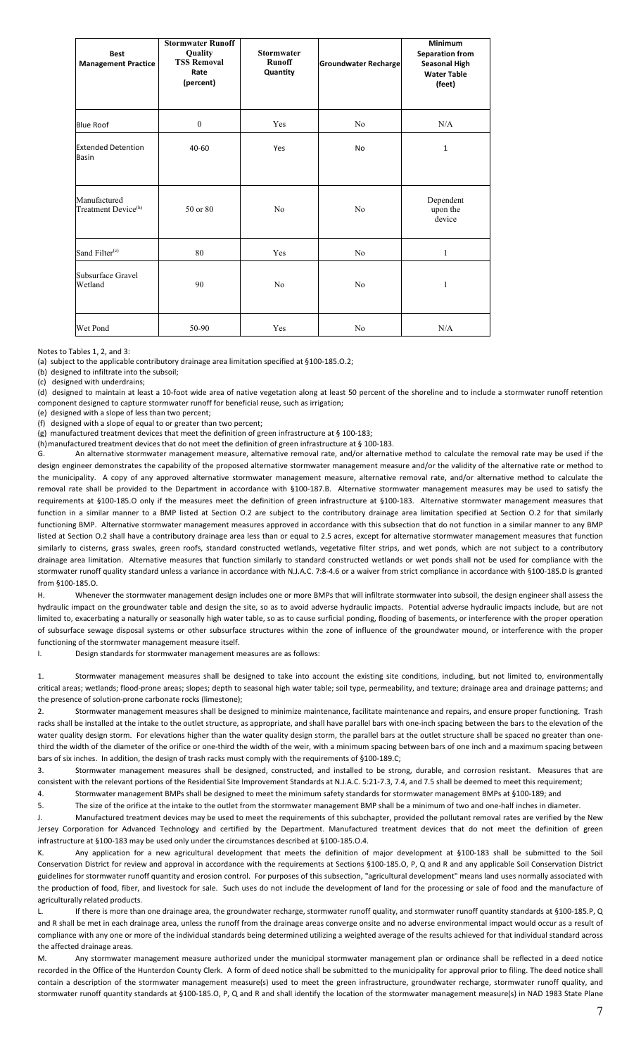| Best Management Practice | Stormwater Runoff Quality TSS Removal Rate (percent) | Stormwater Runoff Quantity | Groundwater Recharge | Minimum Separation from Seasonal High Water Table (feet) |
|---|---|---|---|---|
| Blue Roof | 0 | Yes | No | N/A |
| Extended Detention Basin | 40-60 | Yes | No | 1 |
| Manufactured Treatment Device[(h)] | 50 or 80 | No | No | Dependent upon the device |
| Sand Filter[(c)] | 80 | Yes | No | 1 |
| Subsurface Gravel Wetland | 90 | No | No | 1 |
| Wet Pond | 50-90 | Yes | No | N/A |

Notes to Tables 1, 2, and 3:

(a) subject to the applicable contributory drainage area limitation specified at §100-185.O.2;

(b) designed to infiltrate into the subsoil;

(c) designed with underdrains;

(d) designed to maintain at least a 10-foot wide area of native vegetation along at least 50 percent of the shoreline and to include a stormwater runoff retention component designed to capture stormwater runoff for beneficial reuse, such as irrigation;

(e) designed with a slope of less than two percent;

(f) designed with a slope of equal to or greater than two percent;

(g) manufactured treatment devices that meet the definition of green infrastructure at § 100-183;

(h) manufactured treatment devices that do not meet the definition of green infrastructure at § 100-183.

G. An alternative stormwater management measure, alternative removal rate, and/or alternative method to calculate the removal rate may be used if the design engineer demonstrates the capability of the proposed alternative stormwater management measure and/or the validity of the alternative rate or method to the municipality. A copy of any approved alternative stormwater management measure, alternative removal rate, and/or alternative method to calculate the removal rate shall be provided to the Department in accordance with §100-187.B. Alternative stormwater management measures may be used to satisfy the requirements at §100-185.O only if the measures meet the definition of green infrastructure at §100-183. Alternative stormwater management measures that function in a similar manner to a BMP listed at Section O.2 are subject to the contributory drainage area limitation specified at Section O.2 for that similarly functioning BMP. Alternative stormwater management measures approved in accordance with this subsection that do not function in a similar manner to any BMP listed at Section O.2 shall have a contributory drainage area less than or equal to 2.5 acres, except for alternative stormwater management measures that function similarly to cisterns, grass swales, green roofs, standard constructed wetlands, vegetative filter strips, and wet ponds, which are not subject to a contributory drainage area limitation. Alternative measures that function similarly to standard constructed wetlands or wet ponds shall not be used for compliance with the stormwater runoff quality standard unless a variance in accordance with N.J.A.C. 7:8-4.6 or a waiver from strict compliance in accordance with §100-185.D is granted from §100-185.O.

H. Whenever the stormwater management design includes one or more BMPs that will infiltrate stormwater into subsoil, the design engineer shall assess the hydraulic impact on the groundwater table and design the site, so as to avoid adverse hydraulic impacts. Potential adverse hydraulic impacts include, but are not limited to, exacerbating a naturally or seasonally high water table, so as to cause surficial ponding, flooding of basements, or interference with the proper operation of subsurface sewage disposal systems or other subsurface structures within the zone of influence of the groundwater mound, or interference with the proper functioning of the stormwater management measure itself.

I. Design standards for stormwater management measures are as follows:

1. Stormwater management measures shall be designed to take into account the existing site conditions, including, but not limited to, environmentally critical areas; wetlands; flood-prone areas; slopes; depth to seasonal high water table; soil type, permeability, and texture; drainage area and drainage patterns; and the presence of solution-prone carbonate rocks (limestone);

2. Stormwater management measures shall be designed to minimize maintenance, facilitate maintenance and repairs, and ensure proper functioning. Trash racks shall be installed at the intake to the outlet structure, as appropriate, and shall have parallel bars with one-inch spacing between the bars to the elevation of the water quality design storm. For elevations higher than the water quality design storm, the parallel bars at the outlet structure shall be spaced no greater than one-third the width of the diameter of the orifice or one-third the width of the weir, with a minimum spacing between bars of one inch and a maximum spacing between bars of six inches. In addition, the design of trash racks must comply with the requirements of §100-189.C;

3. Stormwater management measures shall be designed, constructed, and installed to be strong, durable, and corrosion resistant. Measures that are consistent with the relevant portions of the Residential Site Improvement Standards at N.J.A.C. 5:21-7.3, 7.4, and 7.5 shall be deemed to meet this requirement;

4. Stormwater management BMPs shall be designed to meet the minimum safety standards for stormwater management BMPs at §100-189; and

5. The size of the orifice at the intake to the outlet from the stormwater management BMP shall be a minimum of two and one-half inches in diameter.

J. Manufactured treatment devices may be used to meet the requirements of this subchapter, provided the pollutant removal rates are verified by the New Jersey Corporation for Advanced Technology and certified by the Department. Manufactured treatment devices that do not meet the definition of green infrastructure at §100-183 may be used only under the circumstances described at §100-185.O.4.

K. Any application for a new agricultural development that meets the definition of major development at §100-183 shall be submitted to the Soil Conservation District for review and approval in accordance with the requirements at Sections §100-185.O, P, Q and R and any applicable Soil Conservation District guidelines for stormwater runoff quantity and erosion control. For purposes of this subsection, "agricultural development" means land uses normally associated with the production of food, fiber, and livestock for sale. Such uses do not include the development of land for the processing or sale of food and the manufacture of agriculturally related products.

L. If there is more than one drainage area, the groundwater recharge, stormwater runoff quality, and stormwater runoff quantity standards at §100-185.P, Q and R shall be met in each drainage area, unless the runoff from the drainage areas converge onsite and no adverse environmental impact would occur as a result of compliance with any one or more of the individual standards being determined utilizing a weighted average of the results achieved for that individual standard across the affected drainage areas.

M. Any stormwater management measure authorized under the municipal stormwater management plan or ordinance shall be reflected in a deed notice recorded in the Office of the Hunterdon County Clerk. A form of deed notice shall be submitted to the municipality for approval prior to filing. The deed notice shall contain a description of the stormwater management measure(s) used to meet the green infrastructure, groundwater recharge, stormwater runoff quality, and stormwater runoff quantity standards at §100-185.O, P, Q and R and shall identify the location of the stormwater management measure(s) in NAD 1983 State Plane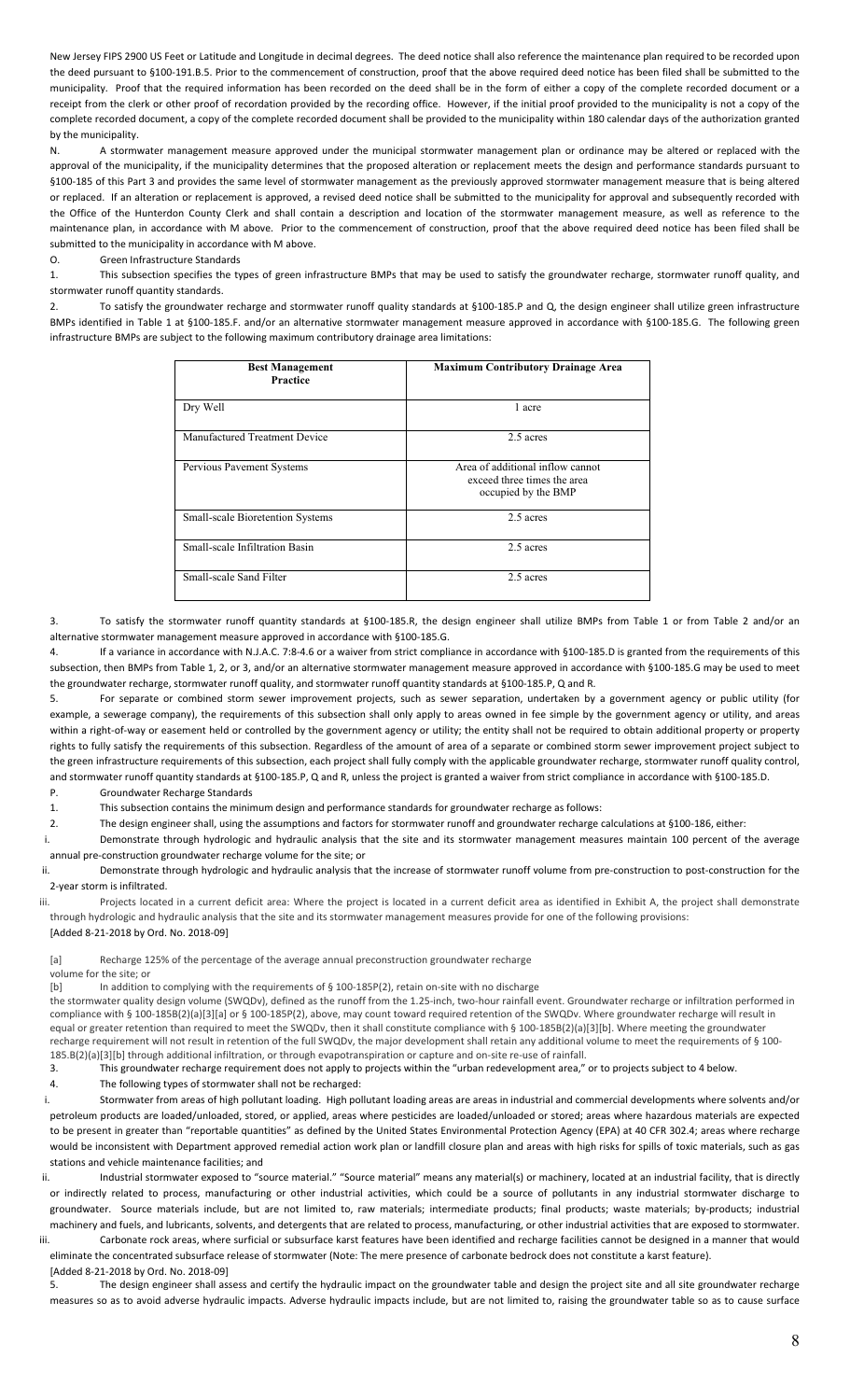New Jersey FIPS 2900 US Feet or Latitude and Longitude in decimal degrees. The deed notice shall also reference the maintenance plan required to be recorded upon the deed pursuant to §100-191.B.5. Prior to the commencement of construction, proof that the above required deed notice has been filed shall be submitted to the municipality. Proof that the required information has been recorded on the deed shall be in the form of either a copy of the complete recorded document or a receipt from the clerk or other proof of recordation provided by the recording office. However, if the initial proof provided to the municipality is not a copy of the complete recorded document, a copy of the complete recorded document shall be provided to the municipality within 180 calendar days of the authorization granted by the municipality.

N. A stormwater management measure approved under the municipal stormwater management plan or ordinance may be altered or replaced with the approval of the municipality, if the municipality determines that the proposed alteration or replacement meets the design and performance standards pursuant to §100-185 of this Part 3 and provides the same level of stormwater management as the previously approved stormwater management measure that is being altered or replaced. If an alteration or replacement is approved, a revised deed notice shall be submitted to the municipality for approval and subsequently recorded with the Office of the Hunterdon County Clerk and shall contain a description and location of the stormwater management measure, as well as reference to the maintenance plan, in accordance with M above. Prior to the commencement of construction, proof that the above required deed notice has been filed shall be submitted to the municipality in accordance with M above.

O. Green Infrastructure Standards

1. This subsection specifies the types of green infrastructure BMPs that may be used to satisfy the groundwater recharge, stormwater runoff quality, and stormwater runoff quantity standards.

2. To satisfy the groundwater recharge and stormwater runoff quality standards at §100-185.P and Q, the design engineer shall utilize green infrastructure BMPs identified in Table 1 at §100-185.F. and/or an alternative stormwater management measure approved in accordance with §100-185.G. The following green infrastructure BMPs are subject to the following maximum contributory drainage area limitations:

| Best Management Practice | Maximum Contributory Drainage Area |
|---|---|
| Dry Well | 1 acre |
| Manufactured Treatment Device | 2.5 acres |
| Pervious Pavement Systems | Area of additional inflow cannot exceed three times the area occupied by the BMP |
| Small-scale Bioretention Systems | 2.5 acres |
| Small-scale Infiltration Basin | 2.5 acres |
| Small-scale Sand Filter | 2.5 acres |

3. To satisfy the stormwater runoff quantity standards at §100-185.R, the design engineer shall utilize BMPs from Table 1 or from Table 2 and/or an alternative stormwater management measure approved in accordance with §100-185.G.

4. If a variance in accordance with N.J.A.C. 7:8-4.6 or a waiver from strict compliance in accordance with §100-185.D is granted from the requirements of this subsection, then BMPs from Table 1, 2, or 3, and/or an alternative stormwater management measure approved in accordance with §100-185.G may be used to meet the groundwater recharge, stormwater runoff quality, and stormwater runoff quantity standards at §100-185.P, Q and R.

5. For separate or combined storm sewer improvement projects, such as sewer separation, undertaken by a government agency or public utility (for example, a sewerage company), the requirements of this subsection shall only apply to areas owned in fee simple by the government agency or utility, and areas within a right-of-way or easement held or controlled by the government agency or utility; the entity shall not be required to obtain additional property or property rights to fully satisfy the requirements of this subsection. Regardless of the amount of area of a separate or combined storm sewer improvement project subject to the green infrastructure requirements of this subsection, each project shall fully comply with the applicable groundwater recharge, stormwater runoff quality control, and stormwater runoff quantity standards at §100-185.P, Q and R, unless the project is granted a waiver from strict compliance in accordance with §100-185.D.

P. Groundwater Recharge Standards

1. This subsection contains the minimum design and performance standards for groundwater recharge as follows:

2. The design engineer shall, using the assumptions and factors for stormwater runoff and groundwater recharge calculations at §100-186, either:

i. Demonstrate through hydrologic and hydraulic analysis that the site and its stormwater management measures maintain 100 percent of the average annual pre-construction groundwater recharge volume for the site; or

ii. Demonstrate through hydrologic and hydraulic analysis that the increase of stormwater runoff volume from pre-construction to post-construction for the 2-year storm is infiltrated.

iii. Projects located in a current deficit area: Where the project is located in a current deficit area as identified in Exhibit A, the project shall demonstrate through hydrologic and hydraulic analysis that the site and its stormwater management measures provide for one of the following provisions:
[Added 8-21-2018 by Ord. No. 2018-09]

[a] Recharge 125% of the percentage of the average annual preconstruction groundwater recharge volume for the site; or

[b] In addition to complying with the requirements of § 100-185P(2), retain on-site with no discharge the stormwater quality design volume (SWQDv), defined as the runoff from the 1.25-inch, two-hour rainfall event. Groundwater recharge or infiltration performed in compliance with § 100-185B(2)(a)[3][a] or § 100-185P(2), above, may count toward required retention of the SWQDv. Where groundwater recharge will result in equal or greater retention than required to meet the SWQDv, then it shall constitute compliance with § 100-185B(2)(a)[3][b]. Where meeting the groundwater recharge requirement will not result in retention of the full SWQDv, the major development shall retain any additional volume to meet the requirements of § 100-185.B(2)(a)[3][b] through additional infiltration, or through evapotranspiration or capture and on-site re-use of rainfall.

3. This groundwater recharge requirement does not apply to projects within the "urban redevelopment area," or to projects subject to 4 below.

4. The following types of stormwater shall not be recharged:

i. Stormwater from areas of high pollutant loading. High pollutant loading areas are areas in industrial and commercial developments where solvents and/or petroleum products are loaded/unloaded, stored, or applied, areas where pesticides are loaded/unloaded or stored; areas where hazardous materials are expected to be present in greater than "reportable quantities" as defined by the United States Environmental Protection Agency (EPA) at 40 CFR 302.4; areas where recharge would be inconsistent with Department approved remedial action work plan or landfill closure plan and areas with high risks for spills of toxic materials, such as gas stations and vehicle maintenance facilities; and

ii. Industrial stormwater exposed to "source material." "Source material" means any material(s) or machinery, located at an industrial facility, that is directly or indirectly related to process, manufacturing or other industrial activities, which could be a source of pollutants in any industrial stormwater discharge to groundwater. Source materials include, but are not limited to, raw materials; intermediate products; final products; waste materials; by-products; industrial machinery and fuels, and lubricants, solvents, and detergents that are related to process, manufacturing, or other industrial activities that are exposed to stormwater.

iii. Carbonate rock areas, where surficial or subsurface karst features have been identified and recharge facilities cannot be designed in a manner that would eliminate the concentrated subsurface release of stormwater (Note: The mere presence of carbonate bedrock does not constitute a karst feature).
[Added 8-21-2018 by Ord. No. 2018-09]

5. The design engineer shall assess and certify the hydraulic impact on the groundwater table and design the project site and all site groundwater recharge measures so as to avoid adverse hydraulic impacts. Adverse hydraulic impacts include, but are not limited to, raising the groundwater table so as to cause surface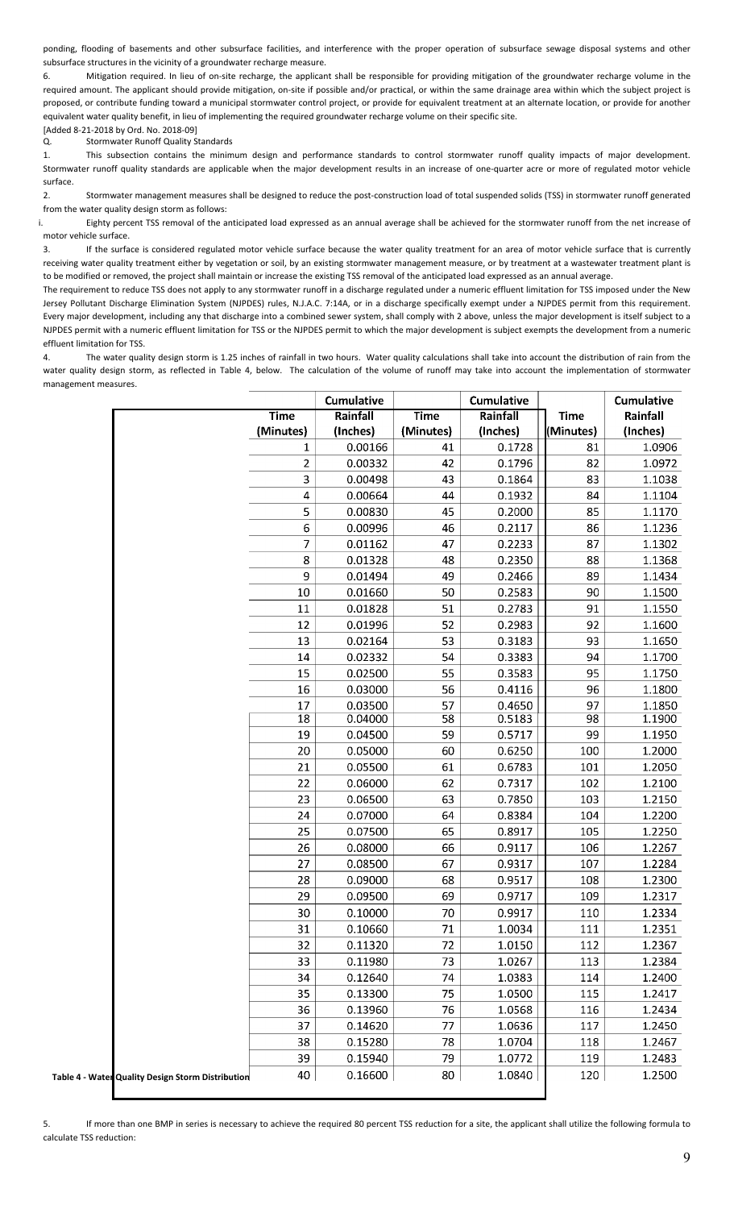ponding, flooding of basements and other subsurface facilities, and interference with the proper operation of subsurface sewage disposal systems and other subsurface structures in the vicinity of a groundwater recharge measure.

6. Mitigation required. In lieu of on-site recharge, the applicant shall be responsible for providing mitigation of the groundwater recharge volume in the required amount. The applicant should provide mitigation, on-site if possible and/or practical, or within the same drainage area within which the subject project is proposed, or contribute funding toward a municipal stormwater control project, or provide for equivalent treatment at an alternate location, or provide for another equivalent water quality benefit, in lieu of implementing the required groundwater recharge volume on their specific site.

[Added 8-21-2018 by Ord. No. 2018-09]

Q. Stormwater Runoff Quality Standards

1. This subsection contains the minimum design and performance standards to control stormwater runoff quality impacts of major development. Stormwater runoff quality standards are applicable when the major development results in an increase of one-quarter acre or more of regulated motor vehicle surface.

2. Stormwater management measures shall be designed to reduce the post-construction load of total suspended solids (TSS) in stormwater runoff generated from the water quality design storm as follows:

i. Eighty percent TSS removal of the anticipated load expressed as an annual average shall be achieved for the stormwater runoff from the net increase of motor vehicle surface.

3. If the surface is considered regulated motor vehicle surface because the water quality treatment for an area of motor vehicle surface that is currently receiving water quality treatment either by vegetation or soil, by an existing stormwater management measure, or by treatment at a wastewater treatment plant is to be modified or removed, the project shall maintain or increase the existing TSS removal of the anticipated load expressed as an annual average.

The requirement to reduce TSS does not apply to any stormwater runoff in a discharge regulated under a numeric effluent limitation for TSS imposed under the New Jersey Pollutant Discharge Elimination System (NJPDES) rules, N.J.A.C. 7:14A, or in a discharge specifically exempt under a NJPDES permit from this requirement. Every major development, including any that discharge into a combined sewer system, shall comply with 2 above, unless the major development is itself subject to a NJPDES permit with a numeric effluent limitation for TSS or the NJPDES permit to which the major development is subject exempts the development from a numeric effluent limitation for TSS.

4. The water quality design storm is 1.25 inches of rainfall in two hours. Water quality calculations shall take into account the distribution of rain from the water quality design storm, as reflected in Table 4, below. The calculation of the volume of runoff may take into account the implementation of stormwater management measures.

| Time (Minutes) | Cumulative Rainfall (Inches) | Time (Minutes) | Cumulative Rainfall (Inches) | Time (Minutes) | Cumulative Rainfall (Inches) |
|---|---|---|---|---|---|
| 1 | 0.00166 | 41 | 0.1728 | 81 | 1.0906 |
| 2 | 0.00332 | 42 | 0.1796 | 82 | 1.0972 |
| 3 | 0.00498 | 43 | 0.1864 | 83 | 1.1038 |
| 4 | 0.00664 | 44 | 0.1932 | 84 | 1.1104 |
| 5 | 0.00830 | 45 | 0.2000 | 85 | 1.1170 |
| 6 | 0.00996 | 46 | 0.2117 | 86 | 1.1236 |
| 7 | 0.01162 | 47 | 0.2233 | 87 | 1.1302 |
| 8 | 0.01328 | 48 | 0.2350 | 88 | 1.1368 |
| 9 | 0.01494 | 49 | 0.2466 | 89 | 1.1434 |
| 10 | 0.01660 | 50 | 0.2583 | 90 | 1.1500 |
| 11 | 0.01828 | 51 | 0.2783 | 91 | 1.1550 |
| 12 | 0.01996 | 52 | 0.2983 | 92 | 1.1600 |
| 13 | 0.02164 | 53 | 0.3183 | 93 | 1.1650 |
| 14 | 0.02332 | 54 | 0.3383 | 94 | 1.1700 |
| 15 | 0.02500 | 55 | 0.3583 | 95 | 1.1750 |
| 16 | 0.03000 | 56 | 0.4116 | 96 | 1.1800 |
| 17 | 0.03500 | 57 | 0.4650 | 97 | 1.1850 |
| 18 | 0.04000 | 58 | 0.5183 | 98 | 1.1900 |
| 19 | 0.04500 | 59 | 0.5717 | 99 | 1.1950 |
| 20 | 0.05000 | 60 | 0.6250 | 100 | 1.2000 |
| 21 | 0.05500 | 61 | 0.6783 | 101 | 1.2050 |
| 22 | 0.06000 | 62 | 0.7317 | 102 | 1.2100 |
| 23 | 0.06500 | 63 | 0.7850 | 103 | 1.2150 |
| 24 | 0.07000 | 64 | 0.8384 | 104 | 1.2200 |
| 25 | 0.07500 | 65 | 0.8917 | 105 | 1.2250 |
| 26 | 0.08000 | 66 | 0.9117 | 106 | 1.2267 |
| 27 | 0.08500 | 67 | 0.9317 | 107 | 1.2284 |
| 28 | 0.09000 | 68 | 0.9517 | 108 | 1.2300 |
| 29 | 0.09500 | 69 | 0.9717 | 109 | 1.2317 |
| 30 | 0.10000 | 70 | 0.9917 | 110 | 1.2334 |
| 31 | 0.10660 | 71 | 1.0034 | 111 | 1.2351 |
| 32 | 0.11320 | 72 | 1.0150 | 112 | 1.2367 |
| 33 | 0.11980 | 73 | 1.0267 | 113 | 1.2384 |
| 34 | 0.12640 | 74 | 1.0383 | 114 | 1.2400 |
| 35 | 0.13300 | 75 | 1.0500 | 115 | 1.2417 |
| 36 | 0.13960 | 76 | 1.0568 | 116 | 1.2434 |
| 37 | 0.14620 | 77 | 1.0636 | 117 | 1.2450 |
| 38 | 0.15280 | 78 | 1.0704 | 118 | 1.2467 |
| 39 | 0.15940 | 79 | 1.0772 | 119 | 1.2483 |
| 40 | 0.16600 | 80 | 1.0840 | 120 | 1.2500 |

**Table 4 - Water Quality Design Storm Distribution**

5. If more than one BMP in series is necessary to achieve the required 80 percent TSS reduction for a site, the applicant shall utilize the following formula to calculate TSS reduction: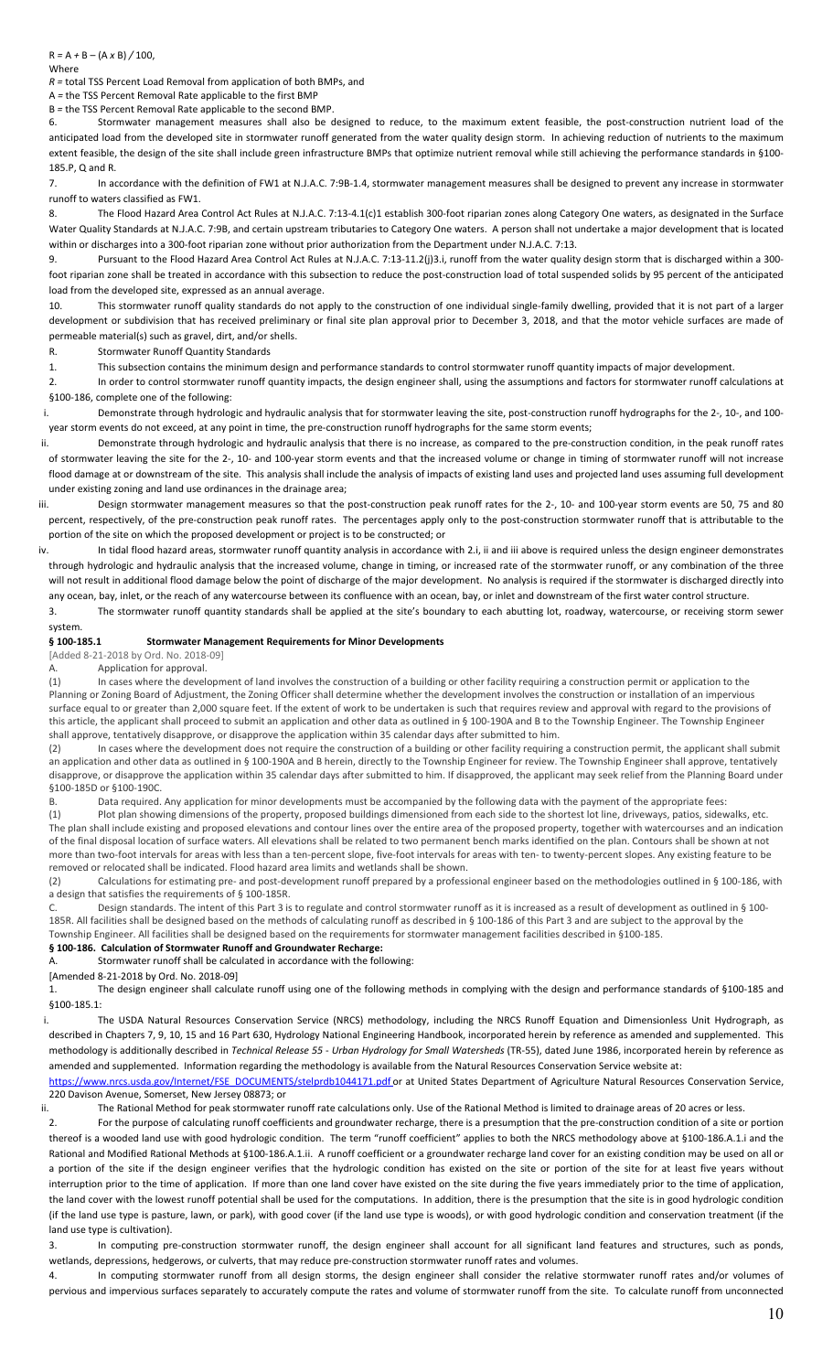$R = A + B - (A \times B) / 100$,

Where

*R* = total TSS Percent Load Removal from application of both BMPs, and

A = the TSS Percent Removal Rate applicable to the first BMP

B = the TSS Percent Removal Rate applicable to the second BMP.

6. Stormwater management measures shall also be designed to reduce, to the maximum extent feasible, the post-construction nutrient load of the anticipated load from the developed site in stormwater runoff generated from the water quality design storm. In achieving reduction of nutrients to the maximum extent feasible, the design of the site shall include green infrastructure BMPs that optimize nutrient removal while still achieving the performance standards in §100-185.P, Q and R.

7. In accordance with the definition of FW1 at N.J.A.C. 7:9B-1.4, stormwater management measures shall be designed to prevent any increase in stormwater runoff to waters classified as FW1.

8. The Flood Hazard Area Control Act Rules at N.J.A.C. 7:13-4.1(c)1 establish 300-foot riparian zones along Category One waters, as designated in the Surface Water Quality Standards at N.J.A.C. 7:9B, and certain upstream tributaries to Category One waters. A person shall not undertake a major development that is located within or discharges into a 300-foot riparian zone without prior authorization from the Department under N.J.A.C. 7:13.

9. Pursuant to the Flood Hazard Area Control Act Rules at N.J.A.C. 7:13-11.2(j)3.i, runoff from the water quality design storm that is discharged within a 300-foot riparian zone shall be treated in accordance with this subsection to reduce the post-construction load of total suspended solids by 95 percent of the anticipated load from the developed site, expressed as an annual average.

10. This stormwater runoff quality standards do not apply to the construction of one individual single-family dwelling, provided that it is not part of a larger development or subdivision that has received preliminary or final site plan approval prior to December 3, 2018, and that the motor vehicle surfaces are made of permeable material(s) such as gravel, dirt, and/or shells.

R. Stormwater Runoff Quantity Standards

1. This subsection contains the minimum design and performance standards to control stormwater runoff quantity impacts of major development.

2. In order to control stormwater runoff quantity impacts, the design engineer shall, using the assumptions and factors for stormwater runoff calculations at §100-186, complete one of the following:

i. Demonstrate through hydrologic and hydraulic analysis that for stormwater leaving the site, post-construction runoff hydrographs for the 2-, 10-, and 100-year storm events do not exceed, at any point in time, the pre-construction runoff hydrographs for the same storm events;

ii. Demonstrate through hydrologic and hydraulic analysis that there is no increase, as compared to the pre-construction condition, in the peak runoff rates of stormwater leaving the site for the 2-, 10- and 100-year storm events and that the increased volume or change in timing of stormwater runoff will not increase flood damage at or downstream of the site. This analysis shall include the analysis of impacts of existing land uses and projected land uses assuming full development under existing zoning and land use ordinances in the drainage area;

iii. Design stormwater management measures so that the post-construction peak runoff rates for the 2-, 10- and 100-year storm events are 50, 75 and 80 percent, respectively, of the pre-construction peak runoff rates. The percentages apply only to the post-construction stormwater runoff that is attributable to the portion of the site on which the proposed development or project is to be constructed; or

iv. In tidal flood hazard areas, stormwater runoff quantity analysis in accordance with 2.i, ii and iii above is required unless the design engineer demonstrates through hydrologic and hydraulic analysis that the increased volume, change in timing, or increased rate of the stormwater runoff, or any combination of the three will not result in additional flood damage below the point of discharge of the major development. No analysis is required if the stormwater is discharged directly into any ocean, bay, inlet, or the reach of any watercourse between its confluence with an ocean, bay, or inlet and downstream of the first water control structure.

3. The stormwater runoff quantity standards shall be applied at the site's boundary to each abutting lot, roadway, watercourse, or receiving storm sewer system.

### § 100-185.1 Stormwater Management Requirements for Minor Developments

[Added 8-21-2018 by Ord. No. 2018-09]

A. Application for approval.

(1) In cases where the development of land involves the construction of a building or other facility requiring a construction permit or application to the Planning or Zoning Board of Adjustment, the Zoning Officer shall determine whether the development involves the construction or installation of an impervious surface equal to or greater than 2,000 square feet. If the extent of work to be undertaken is such that requires review and approval with regard to the provisions of this article, the applicant shall proceed to submit an application and other data as outlined in § 100-190A and B to the Township Engineer. The Township Engineer shall approve, tentatively disapprove, or disapprove the application within 35 calendar days after submitted to him.

(2) In cases where the development does not require the construction of a building or other facility requiring a construction permit, the applicant shall submit an application and other data as outlined in § 100-190A and B herein, directly to the Township Engineer for review. The Township Engineer shall approve, tentatively disapprove, or disapprove the application within 35 calendar days after submitted to him. If disapproved, the applicant may seek relief from the Planning Board under §100-185D or §100-190C.

B. Data required. Any application for minor developments must be accompanied by the following data with the payment of the appropriate fees:

(1) Plot plan showing dimensions of the property, proposed buildings dimensioned from each side to the shortest lot line, driveways, patios, sidewalks, etc. The plan shall include existing and proposed elevations and contour lines over the entire area of the proposed property, together with watercourses and an indication of the final disposal location of surface waters. All elevations shall be related to two permanent bench marks identified on the plan. Contours shall be shown at not more than two-foot intervals for areas with less than a ten-percent slope, five-foot intervals for areas with ten- to twenty-percent slopes. Any existing feature to be removed or relocated shall be indicated. Flood hazard area limits and wetlands shall be shown.

(2) Calculations for estimating pre- and post-development runoff prepared by a professional engineer based on the methodologies outlined in § 100-186, with a design that satisfies the requirements of § 100-185R.

C. Design standards. The intent of this Part 3 is to regulate and control stormwater runoff as it is increased as a result of development as outlined in § 100-185R. All facilities shall be designed based on the methods of calculating runoff as described in § 100-186 of this Part 3 and are subject to the approval by the Township Engineer. All facilities shall be designed based on the requirements for stormwater management facilities described in §100-185.

### § 100-186. Calculation of Stormwater Runoff and Groundwater Recharge:

A. Stormwater runoff shall be calculated in accordance with the following:

[Amended 8-21-2018 by Ord. No. 2018-09]

1. The design engineer shall calculate runoff using one of the following methods in complying with the design and performance standards of §100-185 and §100-185.1:

i. The USDA Natural Resources Conservation Service (NRCS) methodology, including the NRCS Runoff Equation and Dimensionless Unit Hydrograph, as described in Chapters 7, 9, 10, 15 and 16 Part 630, Hydrology National Engineering Handbook, incorporated herein by reference as amended and supplemented. This methodology is additionally described in *Technical Release 55 - Urban Hydrology for Small Watersheds* (TR-55), dated June 1986, incorporated herein by reference as amended and supplemented. Information regarding the methodology is available from the Natural Resources Conservation Service website at: https://www.nrcs.usda.gov/Internet/FSE_DOCUMENTS/stelprdb1044171.pdf or at United States Department of Agriculture Natural Resources Conservation Service, 220 Davison Avenue, Somerset, New Jersey 08873; or

ii. The Rational Method for peak stormwater runoff rate calculations only. Use of the Rational Method is limited to drainage areas of 20 acres or less.

2. For the purpose of calculating runoff coefficients and groundwater recharge, there is a presumption that the pre-construction condition of a site or portion thereof is a wooded land use with good hydrologic condition. The term "runoff coefficient" applies to both the NRCS methodology above at §100-186.A.1.i and the Rational and Modified Rational Methods at §100-186.A.1.ii. A runoff coefficient or a groundwater recharge land cover for an existing condition may be used on all or a portion of the site if the design engineer verifies that the hydrologic condition has existed on the site or portion of the site for at least five years without interruption prior to the time of application. If more than one land cover have existed on the site during the five years immediately prior to the time of application, the land cover with the lowest runoff potential shall be used for the computations. In addition, there is the presumption that the site is in good hydrologic condition (if the land use type is pasture, lawn, or park), with good cover (if the land use type is woods), or with good hydrologic condition and conservation treatment (if the land use type is cultivation).

3. In computing pre-construction stormwater runoff, the design engineer shall account for all significant land features and structures, such as ponds, wetlands, depressions, hedgerows, or culverts, that may reduce pre-construction stormwater runoff rates and volumes.

4. In computing stormwater runoff from all design storms, the design engineer shall consider the relative stormwater runoff rates and/or volumes of pervious and impervious surfaces separately to accurately compute the rates and volume of stormwater runoff from the site. To calculate runoff from unconnected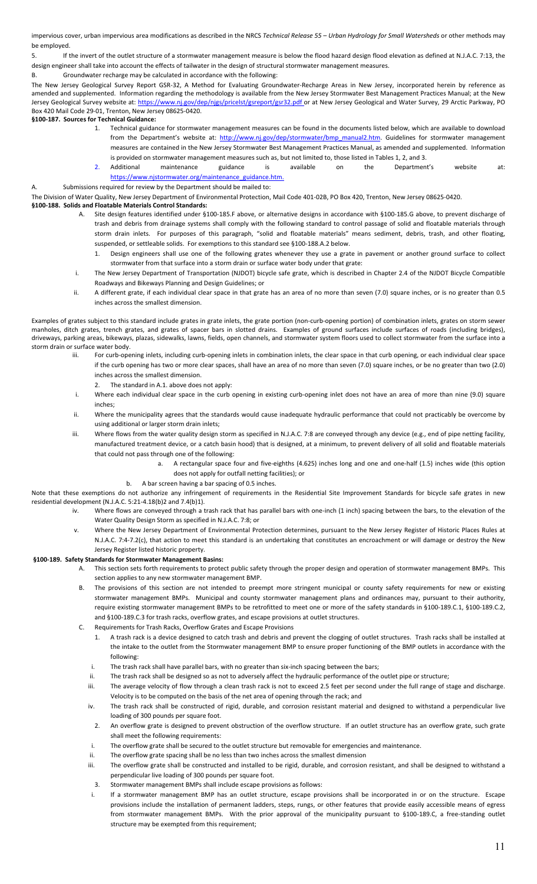impervious cover, urban impervious area modifications as described in the NRCS *Technical Release 55 – Urban Hydrology for Small Watersheds* or other methods may be employed.

5. If the invert of the outlet structure of a stormwater management measure is below the flood hazard design flood elevation as defined at N.J.A.C. 7:13, the design engineer shall take into account the effects of tailwater in the design of structural stormwater management measures.

B. Groundwater recharge may be calculated in accordance with the following:

The New Jersey Geological Survey Report GSR-32, A Method for Evaluating Groundwater-Recharge Areas in New Jersey, incorporated herein by reference as amended and supplemented. Information regarding the methodology is available from the New Jersey Stormwater Best Management Practices Manual; at the New Jersey Geological Survey website at: https://www.nj.gov/dep/njgs/pricelst/gsreport/gsr32.pdf or at New Jersey Geological and Water Survey, 29 Arctic Parkway, PO Box 420 Mail Code 29-01, Trenton, New Jersey 08625-0420.

**§100-187. Sources for Technical Guidance:**

1. Technical guidance for stormwater management measures can be found in the documents listed below, which are available to download from the Department's website at: http://www.nj.gov/dep/stormwater/bmp_manual2.htm. Guidelines for stormwater management measures are contained in the New Jersey Stormwater Best Management Practices Manual, as amended and supplemented. Information is provided on stormwater management measures such as, but not limited to, those listed in Tables 1, 2, and 3.
2. Additional maintenance guidance is available on the Department's website at: https://www.njstormwater.org/maintenance_guidance.htm.

A. Submissions required for review by the Department should be mailed to:

The Division of Water Quality, New Jersey Department of Environmental Protection, Mail Code 401-02B, PO Box 420, Trenton, New Jersey 08625-0420.

**§100-188. Solids and Floatable Materials Control Standards:**

A. Site design features identified under §100-185.F above, or alternative designs in accordance with §100-185.G above, to prevent discharge of trash and debris from drainage systems shall comply with the following standard to control passage of solid and floatable materials through storm drain inlets. For purposes of this paragraph, "solid and floatable materials" means sediment, debris, trash, and other floating, suspended, or settleable solids. For exemptions to this standard see §100-188.A.2 below.

1. Design engineers shall use one of the following grates whenever they use a grate in pavement or another ground surface to collect stormwater from that surface into a storm drain or surface water body under that grate:

i. The New Jersey Department of Transportation (NJDOT) bicycle safe grate, which is described in Chapter 2.4 of the NJDOT Bicycle Compatible Roadways and Bikeways Planning and Design Guidelines; or

ii. A different grate, if each individual clear space in that grate has an area of no more than seven (7.0) square inches, or is no greater than 0.5 inches across the smallest dimension.

Examples of grates subject to this standard include grates in grate inlets, the grate portion (non-curb-opening portion) of combination inlets, grates on storm sewer manholes, ditch grates, trench grates, and grates of spacer bars in slotted drains. Examples of ground surfaces include surfaces of roads (including bridges), driveways, parking areas, bikeways, plazas, sidewalks, lawns, fields, open channels, and stormwater system floors used to collect stormwater from the surface into a storm drain or surface water body.

iii. For curb-opening inlets, including curb-opening inlets in combination inlets, the clear space in that curb opening, or each individual clear space if the curb opening has two or more clear spaces, shall have an area of no more than seven (7.0) square inches, or be no greater than two (2.0) inches across the smallest dimension.

2. The standard in A.1. above does not apply:

i. Where each individual clear space in the curb opening in existing curb-opening inlet does not have an area of more than nine (9.0) square inches;

ii. Where the municipality agrees that the standards would cause inadequate hydraulic performance that could not practicably be overcome by using additional or larger storm drain inlets;

iii. Where flows from the water quality design storm as specified in N.J.A.C. 7:8 are conveyed through any device (e.g., end of pipe netting facility, manufactured treatment device, or a catch basin hood) that is designed, at a minimum, to prevent delivery of all solid and floatable materials that could not pass through one of the following:

a. A rectangular space four and five-eighths (4.625) inches long and one and one-half (1.5) inches wide (this option does not apply for outfall netting facilities); or

b. A bar screen having a bar spacing of 0.5 inches.

Note that these exemptions do not authorize any infringement of requirements in the Residential Site Improvement Standards for bicycle safe grates in new residential development (N.J.A.C. 5:21-4.18(b)2 and 7.4(b)1).

iv. Where flows are conveyed through a trash rack that has parallel bars with one-inch (1 inch) spacing between the bars, to the elevation of the Water Quality Design Storm as specified in N.J.A.C. 7:8; or

v. Where the New Jersey Department of Environmental Protection determines, pursuant to the New Jersey Register of Historic Places Rules at N.J.A.C. 7:4-7.2(c), that action to meet this standard is an undertaking that constitutes an encroachment or will damage or destroy the New Jersey Register listed historic property.

**§100-189. Safety Standards for Stormwater Management Basins:**

A. This section sets forth requirements to protect public safety through the proper design and operation of stormwater management BMPs. This section applies to any new stormwater management BMP.

B. The provisions of this section are not intended to preempt more stringent municipal or county safety requirements for new or existing stormwater management BMPs. Municipal and county stormwater management plans and ordinances may, pursuant to their authority, require existing stormwater management BMPs to be retrofitted to meet one or more of the safety standards in §100-189.C.1, §100-189.C.2, and §100-189.C.3 for trash racks, overflow grates, and escape provisions at outlet structures.

C. Requirements for Trash Racks, Overflow Grates and Escape Provisions

1. A trash rack is a device designed to catch trash and debris and prevent the clogging of outlet structures. Trash racks shall be installed at the intake to the outlet from the Stormwater management BMP to ensure proper functioning of the BMP outlets in accordance with the following:

i. The trash rack shall have parallel bars, with no greater than six-inch spacing between the bars;

ii. The trash rack shall be designed so as not to adversely affect the hydraulic performance of the outlet pipe or structure;

iii. The average velocity of flow through a clean trash rack is not to exceed 2.5 feet per second under the full range of stage and discharge. Velocity is to be computed on the basis of the net area of opening through the rack; and

iv. The trash rack shall be constructed of rigid, durable, and corrosion resistant material and designed to withstand a perpendicular live loading of 300 pounds per square foot.

2. An overflow grate is designed to prevent obstruction of the overflow structure. If an outlet structure has an overflow grate, such grate shall meet the following requirements:

i. The overflow grate shall be secured to the outlet structure but removable for emergencies and maintenance.

ii. The overflow grate spacing shall be no less than two inches across the smallest dimension

iii. The overflow grate shall be constructed and installed to be rigid, durable, and corrosion resistant, and shall be designed to withstand a perpendicular live loading of 300 pounds per square foot.

3. Stormwater management BMPs shall include escape provisions as follows:

i. If a stormwater management BMP has an outlet structure, escape provisions shall be incorporated in or on the structure. Escape provisions include the installation of permanent ladders, steps, rungs, or other features that provide easily accessible means of egress from stormwater management BMPs. With the prior approval of the municipality pursuant to §100-189.C, a free-standing outlet structure may be exempted from this requirement;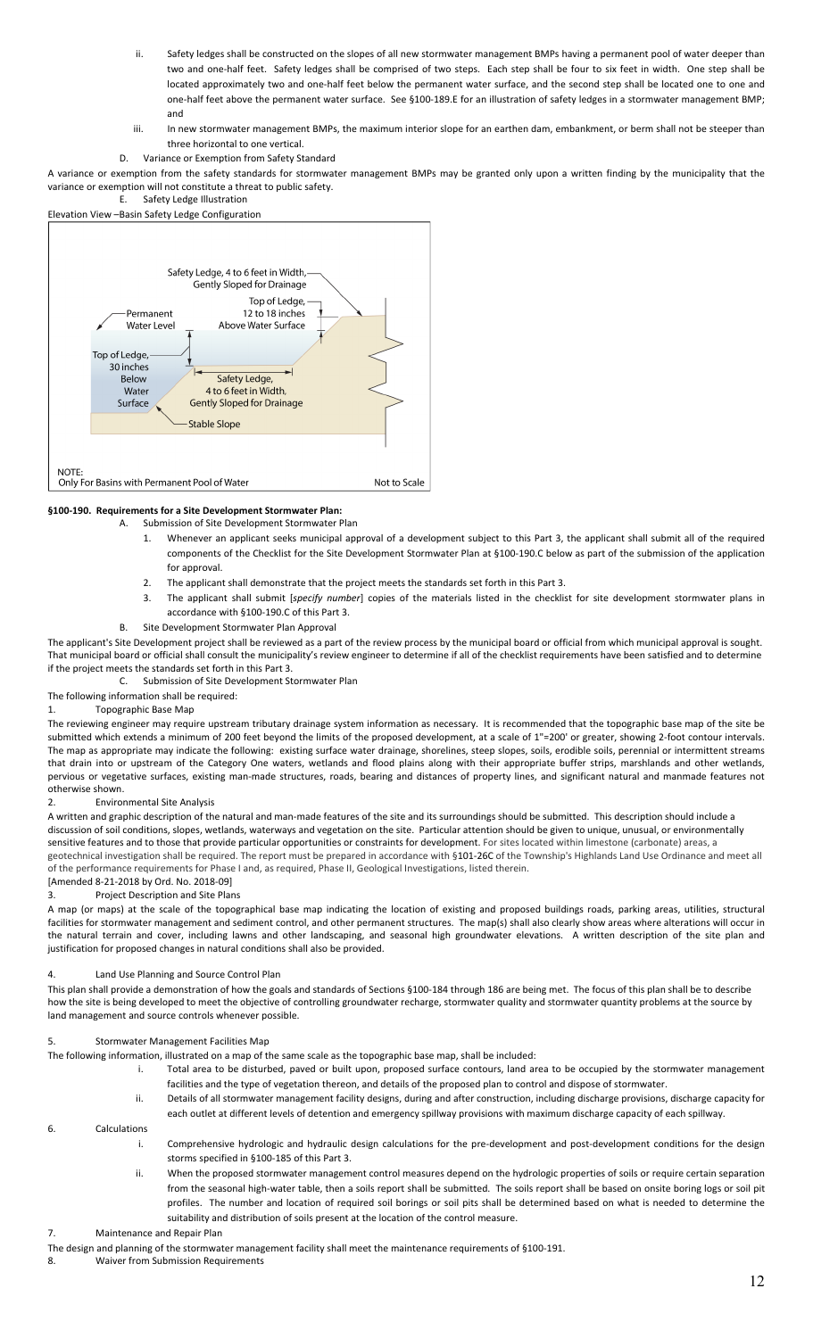ii. Safety ledges shall be constructed on the slopes of all new stormwater management BMPs having a permanent pool of water deeper than two and one-half feet. Safety ledges shall be comprised of two steps. Each step shall be four to six feet in width. One step shall be located approximately two and one-half feet below the permanent water surface, and the second step shall be located one to one and one-half feet above the permanent water surface. See §100-189.E for an illustration of safety ledges in a stormwater management BMP; and

iii. In new stormwater management BMPs, the maximum interior slope for an earthen dam, embankment, or berm shall not be steeper than three horizontal to one vertical.

D. Variance or Exemption from Safety Standard

A variance or exemption from the safety standards for stormwater management BMPs may be granted only upon a written finding by the municipality that the variance or exemption will not constitute a threat to public safety.

E. Safety Ledge Illustration

Elevation View –Basin Safety Ledge Configuration

Safety Ledge, 4 to 6 feet in Width, Gently Sloped for Drainage

Top of Ledge, 12 to 18 inches Above Water Surface

Permanent Water Level

Top of Ledge, 30 inches Below Water Surface

Safety Ledge, 4 to 6 feet in Width, Gently Sloped for Drainage

Stable Slope

NOTE: Only For Basins with Permanent Pool of Water

Not to Scale

**§100-190. Requirements for a Site Development Stormwater Plan:**

A. Submission of Site Development Stormwater Plan

1. Whenever an applicant seeks municipal approval of a development subject to this Part 3, the applicant shall submit all of the required components of the Checklist for the Site Development Stormwater Plan at §100-190.C below as part of the submission of the application for approval.
2. The applicant shall demonstrate that the project meets the standards set forth in this Part 3.
3. The applicant shall submit [*specify number*] copies of the materials listed in the checklist for site development stormwater plans in accordance with §100-190.C of this Part 3.

B. Site Development Stormwater Plan Approval

The applicant's Site Development project shall be reviewed as a part of the review process by the municipal board or official from which municipal approval is sought. That municipal board or official shall consult the municipality's review engineer to determine if all of the checklist requirements have been satisfied and to determine if the project meets the standards set forth in this Part 3.

C. Submission of Site Development Stormwater Plan

The following information shall be required:

1. Topographic Base Map

The reviewing engineer may require upstream tributary drainage system information as necessary. It is recommended that the topographic base map of the site be submitted which extends a minimum of 200 feet beyond the limits of the proposed development, at a scale of 1"=200' or greater, showing 2-foot contour intervals. The map as appropriate may indicate the following: existing surface water drainage, shorelines, steep slopes, soils, erodible soils, perennial or intermittent streams that drain into or upstream of the Category One waters, wetlands and flood plains along with their appropriate buffer strips, marshlands and other wetlands, pervious or vegetative surfaces, existing man-made structures, roads, bearing and distances of property lines, and significant natural and manmade features not otherwise shown.

2. Environmental Site Analysis

A written and graphic description of the natural and man-made features of the site and its surroundings should be submitted. This description should include a discussion of soil conditions, slopes, wetlands, waterways and vegetation on the site. Particular attention should be given to unique, unusual, or environmentally sensitive features and to those that provide particular opportunities or constraints for development. For sites located within limestone (carbonate) areas, a geotechnical investigation shall be required. The report must be prepared in accordance with §101-26C of the Township's Highlands Land Use Ordinance and meet all of the performance requirements for Phase I and, as required, Phase II, Geological Investigations, listed therein.

[Amended 8-21-2018 by Ord. No. 2018-09]

3. Project Description and Site Plans

A map (or maps) at the scale of the topographical base map indicating the location of existing and proposed buildings roads, parking areas, utilities, structural facilities for stormwater management and sediment control, and other permanent structures. The map(s) shall also clearly show areas where alterations will occur in the natural terrain and cover, including lawns and other landscaping, and seasonal high groundwater elevations. A written description of the site plan and justification for proposed changes in natural conditions shall also be provided.

4. Land Use Planning and Source Control Plan

This plan shall provide a demonstration of how the goals and standards of Sections §100-184 through 186 are being met. The focus of this plan shall be to describe how the site is being developed to meet the objective of controlling groundwater recharge, stormwater quality and stormwater quantity problems at the source by land management and source controls whenever possible.

5. Stormwater Management Facilities Map

The following information, illustrated on a map of the same scale as the topographic base map, shall be included:

i. Total area to be disturbed, paved or built upon, proposed surface contours, land area to be occupied by the stormwater management facilities and the type of vegetation thereon, and details of the proposed plan to control and dispose of stormwater.

ii. Details of all stormwater management facility designs, during and after construction, including discharge provisions, discharge capacity for each outlet at different levels of detention and emergency spillway provisions with maximum discharge capacity of each spillway.

6. Calculations

i. Comprehensive hydrologic and hydraulic design calculations for the pre-development and post-development conditions for the design storms specified in §100-185 of this Part 3.

ii. When the proposed stormwater management control measures depend on the hydrologic properties of soils or require certain separation from the seasonal high-water table, then a soils report shall be submitted. The soils report shall be based on onsite boring logs or soil pit profiles. The number and location of required soil borings or soil pits shall be determined based on what is needed to determine the suitability and distribution of soils present at the location of the control measure.

7. Maintenance and Repair Plan

The design and planning of the stormwater management facility shall meet the maintenance requirements of §100-191.

8. Waiver from Submission Requirements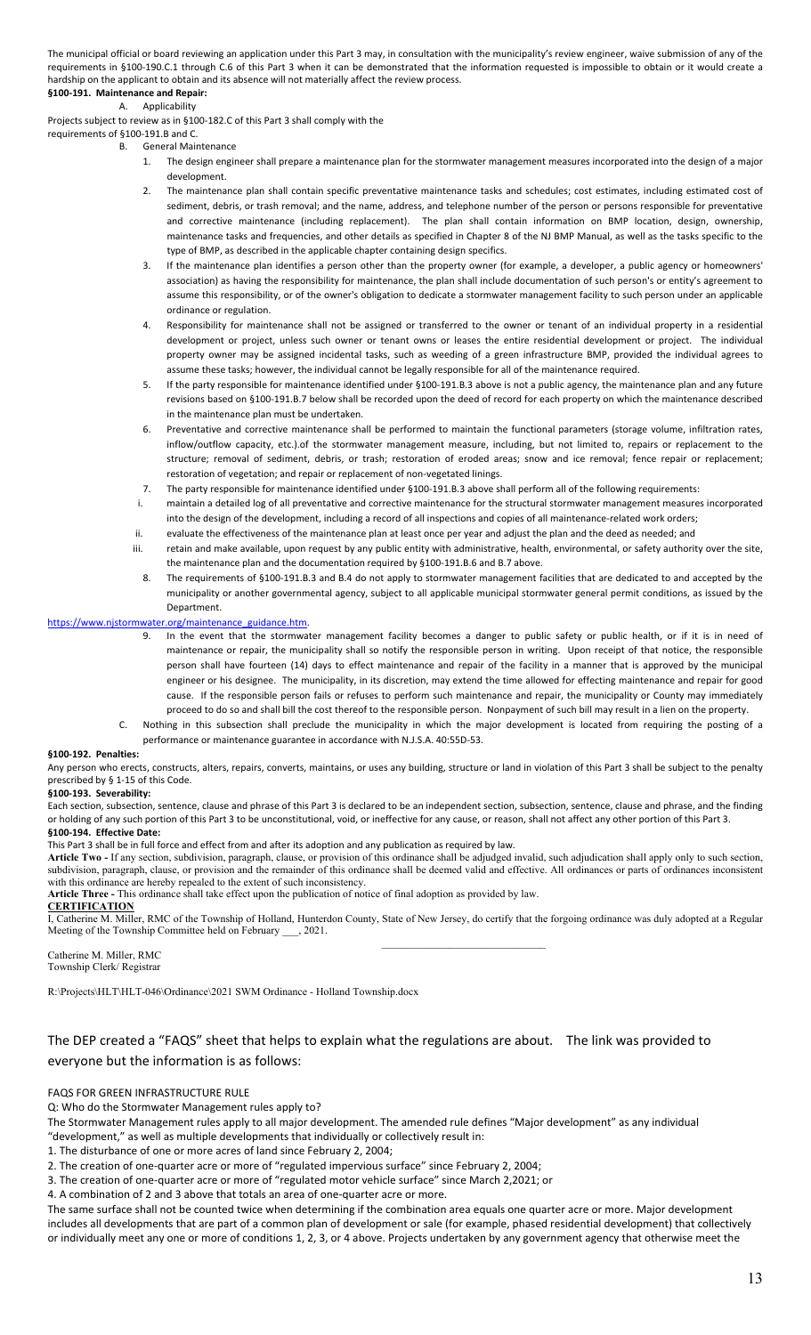The municipal official or board reviewing an application under this Part 3 may, in consultation with the municipality's review engineer, waive submission of any of the requirements in §100-190.C.1 through C.6 of this Part 3 when it can be demonstrated that the information requested is impossible to obtain or it would create a hardship on the applicant to obtain and its absence will not materially affect the review process.

**§100-191. Maintenance and Repair:**

A. Applicability

Projects subject to review as in §100-182.C of this Part 3 shall comply with the requirements of §100-191.B and C.

B. General Maintenance

1. The design engineer shall prepare a maintenance plan for the stormwater management measures incorporated into the design of a major development.
2. The maintenance plan shall contain specific preventative maintenance tasks and schedules; cost estimates, including estimated cost of sediment, debris, or trash removal; and the name, address, and telephone number of the person or persons responsible for preventative and corrective maintenance (including replacement). The plan shall contain information on BMP location, design, ownership, maintenance tasks and frequencies, and other details as specified in Chapter 8 of the NJ BMP Manual, as well as the tasks specific to the type of BMP, as described in the applicable chapter containing design specifics.
3. If the maintenance plan identifies a person other than the property owner (for example, a developer, a public agency or homeowners' association) as having the responsibility for maintenance, the plan shall include documentation of such person's or entity's agreement to assume this responsibility, or of the owner's obligation to dedicate a stormwater management facility to such person under an applicable ordinance or regulation.
4. Responsibility for maintenance shall not be assigned or transferred to the owner or tenant of an individual property in a residential development or project, unless such owner or tenant owns or leases the entire residential development or project. The individual property owner may be assigned incidental tasks, such as weeding of a green infrastructure BMP, provided the individual agrees to assume these tasks; however, the individual cannot be legally responsible for all of the maintenance required.
5. If the party responsible for maintenance identified under §100-191.B.3 above is not a public agency, the maintenance plan and any future revisions based on §100-191.B.7 below shall be recorded upon the deed of record for each property on which the maintenance described in the maintenance plan must be undertaken.
6. Preventative and corrective maintenance shall be performed to maintain the functional parameters (storage volume, infiltration rates, inflow/outflow capacity, etc.).of the stormwater management measure, including, but not limited to, repairs or replacement to the structure; removal of sediment, debris, or trash; restoration of eroded areas; snow and ice removal; fence repair or replacement; restoration of vegetation; and repair or replacement of non-vegetated linings.
7. The party responsible for maintenance identified under §100-191.B.3 above shall perform all of the following requirements:
   i. maintain a detailed log of all preventative and corrective maintenance for the structural stormwater management measures incorporated into the design of the development, including a record of all inspections and copies of all maintenance-related work orders;
   ii. evaluate the effectiveness of the maintenance plan at least once per year and adjust the plan and the deed as needed; and
   iii. retain and make available, upon request by any public entity with administrative, health, environmental, or safety authority over the site, the maintenance plan and the documentation required by §100-191.B.6 and B.7 above.
8. The requirements of §100-191.B.3 and B.4 do not apply to stormwater management facilities that are dedicated to and accepted by the municipality or another governmental agency, subject to all applicable municipal stormwater general permit conditions, as issued by the Department.

https://www.njstormwater.org/maintenance_guidance.htm.

9. In the event that the stormwater management facility becomes a danger to public safety or public health, or if it is in need of maintenance or repair, the municipality shall so notify the responsible person in writing. Upon receipt of that notice, the responsible person shall have fourteen (14) days to effect maintenance and repair of the facility in a manner that is approved by the municipal engineer or his designee. The municipality, in its discretion, may extend the time allowed for effecting maintenance and repair for good cause. If the responsible person fails or refuses to perform such maintenance and repair, the municipality or County may immediately proceed to do so and shall bill the cost thereof to the responsible person. Nonpayment of such bill may result in a lien on the property.

C. Nothing in this subsection shall preclude the municipality in which the major development is located from requiring the posting of a performance or maintenance guarantee in accordance with N.J.S.A. 40:55D-53.

**§100-192. Penalties:**

Any person who erects, constructs, alters, repairs, converts, maintains, or uses any building, structure or land in violation of this Part 3 shall be subject to the penalty prescribed by § 1-15 of this Code.

**§100-193. Severability:**

Each section, subsection, sentence, clause and phrase of this Part 3 is declared to be an independent section, subsection, sentence, clause and phrase, and the finding or holding of any such portion of this Part 3 to be unconstitutional, void, or ineffective for any cause, or reason, shall not affect any other portion of this Part 3.

**§100-194. Effective Date:**

This Part 3 shall be in full force and effect from and after its adoption and any publication as required by law.

**Article Two -** If any section, subdivision, paragraph, clause, or provision of this ordinance shall be adjudged invalid, such adjudication shall apply only to such section, subdivision, paragraph, clause, or provision and the remainder of this ordinance shall be deemed valid and effective. All ordinances or parts of ordinances inconsistent with this ordinance are hereby repealed to the extent of such inconsistency.

**Article Three -** This ordinance shall take effect upon the publication of notice of final adoption as provided by law.

**CERTIFICATION**

I, Catherine M. Miller, RMC of the Township of Holland, Hunterdon County, State of New Jersey, do certify that the forgoing ordinance was duly adopted at a Regular Meeting of the Township Committee held on February \_\_\_, 2021.

\_\_\_\_\_\_\_\_\_\_\_\_\_\_\_\_\_\_\_\_\_\_\_\_\_\_\_\_\_\_

Catherine M. Miller, RMC
Township Clerk/ Registrar

R:\Projects\HLT\HLT-046\Ordinance\2021 SWM Ordinance - Holland Township.docx

The DEP created a "FAQS" sheet that helps to explain what the regulations are about. The link was provided to everyone but the information is as follows:

FAQS FOR GREEN INFRASTRUCTURE RULE

Q: Who do the Stormwater Management rules apply to?

The Stormwater Management rules apply to all major development. The amended rule defines "Major development" as any individual "development," as well as multiple developments that individually or collectively result in:

1. The disturbance of one or more acres of land since February 2, 2004;
2. The creation of one-quarter acre or more of "regulated impervious surface" since February 2, 2004;
3. The creation of one-quarter acre or more of "regulated motor vehicle surface" since March 2,2021; or
4. A combination of 2 and 3 above that totals an area of one-quarter acre or more.

The same surface shall not be counted twice when determining if the combination area equals one quarter acre or more. Major development includes all developments that are part of a common plan of development or sale (for example, phased residential development) that collectively or individually meet any one or more of conditions 1, 2, 3, or 4 above. Projects undertaken by any government agency that otherwise meet the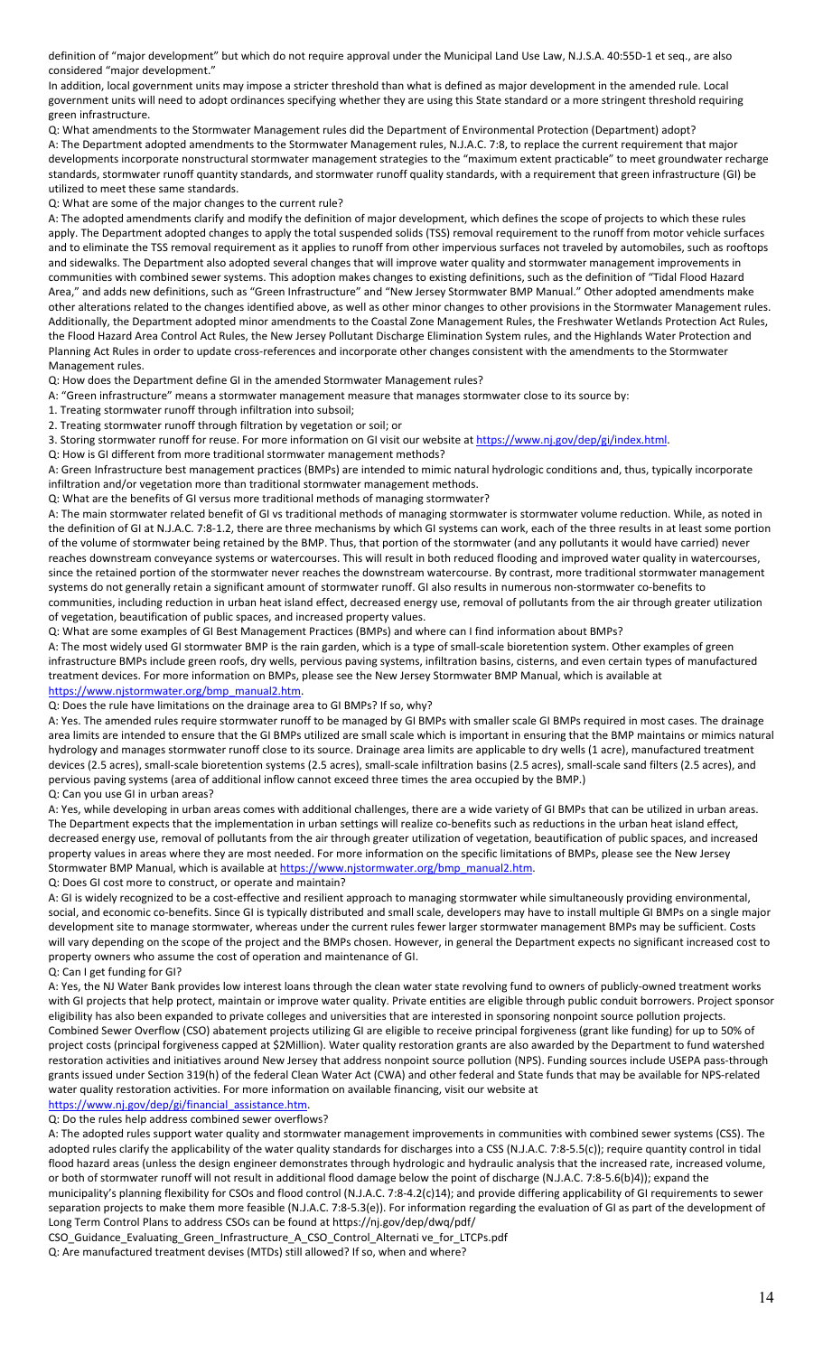definition of "major development" but which do not require approval under the Municipal Land Use Law, N.J.S.A. 40:55D-1 et seq., are also considered "major development."

In addition, local government units may impose a stricter threshold than what is defined as major development in the amended rule. Local government units will need to adopt ordinances specifying whether they are using this State standard or a more stringent threshold requiring green infrastructure.

Q: What amendments to the Stormwater Management rules did the Department of Environmental Protection (Department) adopt?

A: The Department adopted amendments to the Stormwater Management rules, N.J.A.C. 7:8, to replace the current requirement that major developments incorporate nonstructural stormwater management strategies to the "maximum extent practicable" to meet groundwater recharge standards, stormwater runoff quantity standards, and stormwater runoff quality standards, with a requirement that green infrastructure (GI) be utilized to meet these same standards.

Q: What are some of the major changes to the current rule?

A: The adopted amendments clarify and modify the definition of major development, which defines the scope of projects to which these rules apply. The Department adopted changes to apply the total suspended solids (TSS) removal requirement to the runoff from motor vehicle surfaces and to eliminate the TSS removal requirement as it applies to runoff from other impervious surfaces not traveled by automobiles, such as rooftops and sidewalks. The Department also adopted several changes that will improve water quality and stormwater management improvements in communities with combined sewer systems. This adoption makes changes to existing definitions, such as the definition of "Tidal Flood Hazard Area," and adds new definitions, such as "Green Infrastructure" and "New Jersey Stormwater BMP Manual." Other adopted amendments make other alterations related to the changes identified above, as well as other minor changes to other provisions in the Stormwater Management rules. Additionally, the Department adopted minor amendments to the Coastal Zone Management Rules, the Freshwater Wetlands Protection Act Rules, the Flood Hazard Area Control Act Rules, the New Jersey Pollutant Discharge Elimination System rules, and the Highlands Water Protection and Planning Act Rules in order to update cross-references and incorporate other changes consistent with the amendments to the Stormwater Management rules.

Q: How does the Department define GI in the amended Stormwater Management rules?

A: "Green infrastructure" means a stormwater management measure that manages stormwater close to its source by:

1. Treating stormwater runoff through infiltration into subsoil;
2. Treating stormwater runoff through filtration by vegetation or soil; or
3. Storing stormwater runoff for reuse. For more information on GI visit our website at https://www.nj.gov/dep/gi/index.html.

Q: How is GI different from more traditional stormwater management methods?

A: Green Infrastructure best management practices (BMPs) are intended to mimic natural hydrologic conditions and, thus, typically incorporate infiltration and/or vegetation more than traditional stormwater management methods.

Q: What are the benefits of GI versus more traditional methods of managing stormwater?

A: The main stormwater related benefit of GI vs traditional methods of managing stormwater is stormwater volume reduction. While, as noted in the definition of GI at N.J.A.C. 7:8-1.2, there are three mechanisms by which GI systems can work, each of the three results in at least some portion of the volume of stormwater being retained by the BMP. Thus, that portion of the stormwater (and any pollutants it would have carried) never reaches downstream conveyance systems or watercourses. This will result in both reduced flooding and improved water quality in watercourses, since the retained portion of the stormwater never reaches the downstream watercourse. By contrast, more traditional stormwater management systems do not generally retain a significant amount of stormwater runoff. GI also results in numerous non-stormwater co-benefits to communities, including reduction in urban heat island effect, decreased energy use, removal of pollutants from the air through greater utilization of vegetation, beautification of public spaces, and increased property values.

Q: What are some examples of GI Best Management Practices (BMPs) and where can I find information about BMPs?

A: The most widely used GI stormwater BMP is the rain garden, which is a type of small-scale bioretention system. Other examples of green infrastructure BMPs include green roofs, dry wells, pervious paving systems, infiltration basins, cisterns, and even certain types of manufactured treatment devices. For more information on BMPs, please see the New Jersey Stormwater BMP Manual, which is available at https://www.njstormwater.org/bmp_manual2.htm.

Q: Does the rule have limitations on the drainage area to GI BMPs? If so, why?

A: Yes. The amended rules require stormwater runoff to be managed by GI BMPs with smaller scale GI BMPs required in most cases. The drainage area limits are intended to ensure that the GI BMPs utilized are small scale which is important in ensuring that the BMP maintains or mimics natural hydrology and manages stormwater runoff close to its source. Drainage area limits are applicable to dry wells (1 acre), manufactured treatment devices (2.5 acres), small-scale bioretention systems (2.5 acres), small-scale infiltration basins (2.5 acres), small-scale sand filters (2.5 acres), and pervious paving systems (area of additional inflow cannot exceed three times the area occupied by the BMP.)

Q: Can you use GI in urban areas?

A: Yes, while developing in urban areas comes with additional challenges, there are a wide variety of GI BMPs that can be utilized in urban areas. The Department expects that the implementation in urban settings will realize co-benefits such as reductions in the urban heat island effect, decreased energy use, removal of pollutants from the air through greater utilization of vegetation, beautification of public spaces, and increased property values in areas where they are most needed. For more information on the specific limitations of BMPs, please see the New Jersey Stormwater BMP Manual, which is available at https://www.njstormwater.org/bmp_manual2.htm.

Q: Does GI cost more to construct, or operate and maintain?

A: GI is widely recognized to be a cost-effective and resilient approach to managing stormwater while simultaneously providing environmental, social, and economic co-benefits. Since GI is typically distributed and small scale, developers may have to install multiple GI BMPs on a single major development site to manage stormwater, whereas under the current rules fewer larger stormwater management BMPs may be sufficient. Costs will vary depending on the scope of the project and the BMPs chosen. However, in general the Department expects no significant increased cost to property owners who assume the cost of operation and maintenance of GI.

Q: Can I get funding for GI?

A: Yes, the NJ Water Bank provides low interest loans through the clean water state revolving fund to owners of publicly-owned treatment works with GI projects that help protect, maintain or improve water quality. Private entities are eligible through public conduit borrowers. Project sponsor eligibility has also been expanded to private colleges and universities that are interested in sponsoring nonpoint source pollution projects. Combined Sewer Overflow (CSO) abatement projects utilizing GI are eligible to receive principal forgiveness (grant like funding) for up to 50% of project costs (principal forgiveness capped at $2Million). Water quality restoration grants are also awarded by the Department to fund watershed restoration activities and initiatives around New Jersey that address nonpoint source pollution (NPS). Funding sources include USEPA pass-through grants issued under Section 319(h) of the federal Clean Water Act (CWA) and other federal and State funds that may be available for NPS-related water quality restoration activities. For more information on available financing, visit our website at https://www.nj.gov/dep/gi/financial_assistance.htm.

Q: Do the rules help address combined sewer overflows?

A: The adopted rules support water quality and stormwater management improvements in communities with combined sewer systems (CSS). The adopted rules clarify the applicability of the water quality standards for discharges into a CSS (N.J.A.C. 7:8-5.5(c)); require quantity control in tidal flood hazard areas (unless the design engineer demonstrates through hydrologic and hydraulic analysis that the increased rate, increased volume, or both of stormwater runoff will not result in additional flood damage below the point of discharge (N.J.A.C. 7:8-5.6(b)4)); expand the municipality's planning flexibility for CSOs and flood control (N.J.A.C. 7:8-4.2(c)14); and provide differing applicability of GI requirements to sewer separation projects to make them more feasible (N.J.A.C. 7:8-5.3(e)). For information regarding the evaluation of GI as part of the development of Long Term Control Plans to address CSOs can be found at https://nj.gov/dep/dwq/pdf/CSO_Guidance_Evaluating_Green_Infrastructure_A_CSO_Control_Alternati ve_for_LTCPs.pdf

Q: Are manufactured treatment devises (MTDs) still allowed? If so, when and where?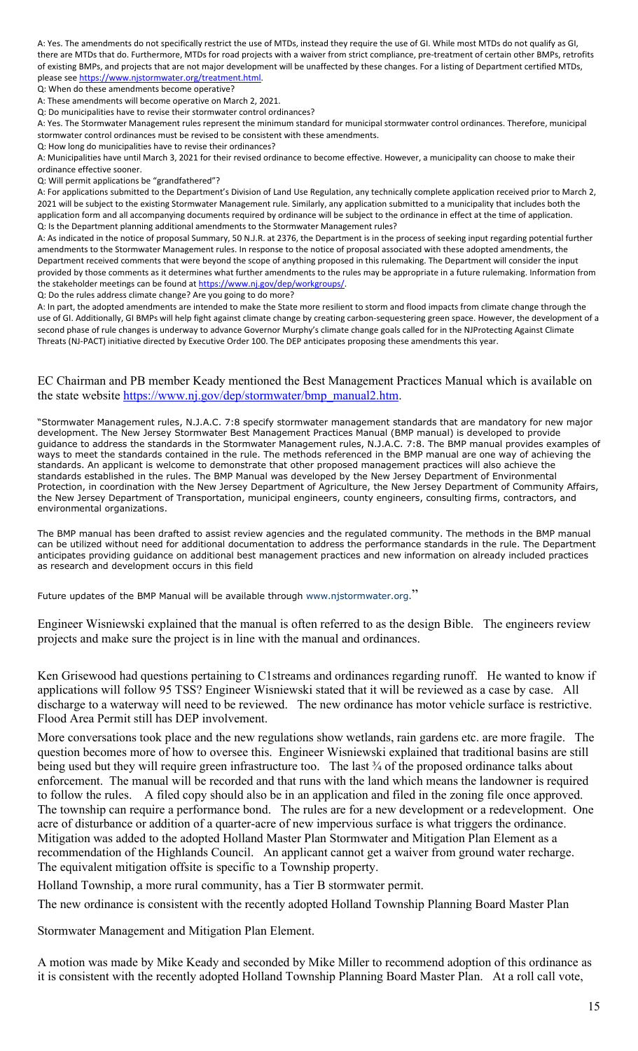A: Yes. The amendments do not specifically restrict the use of MTDs, instead they require the use of GI. While most MTDs do not qualify as GI, there are MTDs that do. Furthermore, MTDs for road projects with a waiver from strict compliance, pre-treatment of certain other BMPs, retrofits of existing BMPs, and projects that are not major development will be unaffected by these changes. For a listing of Department certified MTDs, please see https://www.njstormwater.org/treatment.html.

Q: When do these amendments become operative?

A: These amendments will become operative on March 2, 2021.

Q: Do municipalities have to revise their stormwater control ordinances?

A: Yes. The Stormwater Management rules represent the minimum standard for municipal stormwater control ordinances. Therefore, municipal stormwater control ordinances must be revised to be consistent with these amendments.

Q: How long do municipalities have to revise their ordinances?

A: Municipalities have until March 3, 2021 for their revised ordinance to become effective. However, a municipality can choose to make their ordinance effective sooner.

Q: Will permit applications be "grandfathered"?

A: For applications submitted to the Department's Division of Land Use Regulation, any technically complete application received prior to March 2, 2021 will be subject to the existing Stormwater Management rule. Similarly, any application submitted to a municipality that includes both the application form and all accompanying documents required by ordinance will be subject to the ordinance in effect at the time of application.

Q: Is the Department planning additional amendments to the Stormwater Management rules?

A: As indicated in the notice of proposal Summary, 50 N.J.R. at 2376, the Department is in the process of seeking input regarding potential further amendments to the Stormwater Management rules. In response to the notice of proposal associated with these adopted amendments, the Department received comments that were beyond the scope of anything proposed in this rulemaking. The Department will consider the input provided by those comments as it determines what further amendments to the rules may be appropriate in a future rulemaking. Information from the stakeholder meetings can be found at https://www.nj.gov/dep/workgroups/.

Q: Do the rules address climate change? Are you going to do more?

A: In part, the adopted amendments are intended to make the State more resilient to storm and flood impacts from climate change through the use of GI. Additionally, GI BMPs will help fight against climate change by creating carbon-sequestering green space. However, the development of a second phase of rule changes is underway to advance Governor Murphy's climate change goals called for in the NJProtecting Against Climate Threats (NJ-PACT) initiative directed by Executive Order 100. The DEP anticipates proposing these amendments this year.

EC Chairman and PB member Keady mentioned the Best Management Practices Manual which is available on the state website https://www.nj.gov/dep/stormwater/bmp_manual2.htm.

"Stormwater Management rules, N.J.A.C. 7:8 specify stormwater management standards that are mandatory for new major development. The New Jersey Stormwater Best Management Practices Manual (BMP manual) is developed to provide guidance to address the standards in the Stormwater Management rules, N.J.A.C. 7:8. The BMP manual provides examples of ways to meet the standards contained in the rule. The methods referenced in the BMP manual are one way of achieving the standards. An applicant is welcome to demonstrate that other proposed management practices will also achieve the standards established in the rules. The BMP Manual was developed by the New Jersey Department of Environmental Protection, in coordination with the New Jersey Department of Agriculture, the New Jersey Department of Community Affairs, the New Jersey Department of Transportation, municipal engineers, county engineers, consulting firms, contractors, and environmental organizations.

The BMP manual has been drafted to assist review agencies and the regulated community. The methods in the BMP manual can be utilized without need for additional documentation to address the performance standards in the rule. The Department anticipates providing guidance on additional best management practices and new information on already included practices as research and development occurs in this field

Future updates of the BMP Manual will be available through www.njstormwater.org."

Engineer Wisniewski explained that the manual is often referred to as the design Bible. The engineers review projects and make sure the project is in line with the manual and ordinances.

Ken Grisewood had questions pertaining to C1streams and ordinances regarding runoff. He wanted to know if applications will follow 95 TSS? Engineer Wisniewski stated that it will be reviewed as a case by case. All discharge to a waterway will need to be reviewed. The new ordinance has motor vehicle surface is restrictive. Flood Area Permit still has DEP involvement.

More conversations took place and the new regulations show wetlands, rain gardens etc. are more fragile. The question becomes more of how to oversee this. Engineer Wisniewski explained that traditional basins are still being used but they will require green infrastructure too. The last ¾ of the proposed ordinance talks about enforcement. The manual will be recorded and that runs with the land which means the landowner is required to follow the rules. A filed copy should also be in an application and filed in the zoning file once approved. The township can require a performance bond. The rules are for a new development or a redevelopment. One acre of disturbance or addition of a quarter-acre of new impervious surface is what triggers the ordinance. Mitigation was added to the adopted Holland Master Plan Stormwater and Mitigation Plan Element as a recommendation of the Highlands Council. An applicant cannot get a waiver from ground water recharge. The equivalent mitigation offsite is specific to a Township property.

Holland Township, a more rural community, has a Tier B stormwater permit.

The new ordinance is consistent with the recently adopted Holland Township Planning Board Master Plan

Stormwater Management and Mitigation Plan Element.

A motion was made by Mike Keady and seconded by Mike Miller to recommend adoption of this ordinance as it is consistent with the recently adopted Holland Township Planning Board Master Plan. At a roll call vote,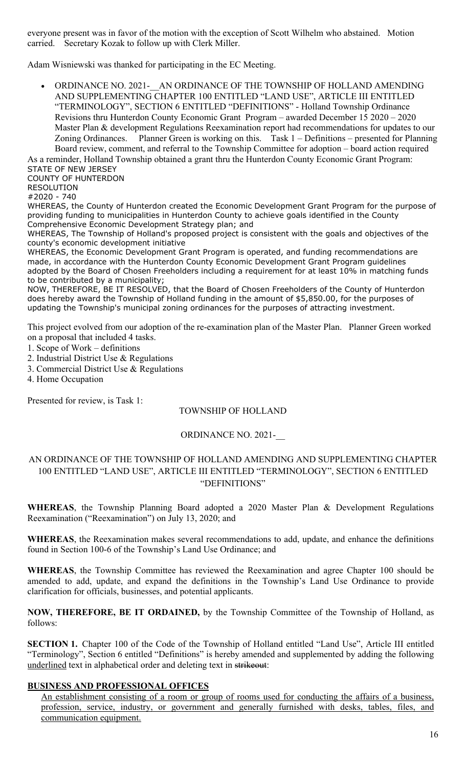everyone present was in favor of the motion with the exception of Scott Wilhelm who abstained. Motion carried. Secretary Kozak to follow up with Clerk Miller.

Adam Wisniewski was thanked for participating in the EC Meeting.

- ORDINANCE NO. 2021-\_\_AN ORDINANCE OF THE TOWNSHIP OF HOLLAND AMENDING AND SUPPLEMENTING CHAPTER 100 ENTITLED "LAND USE", ARTICLE III ENTITLED "TERMINOLOGY", SECTION 6 ENTITLED "DEFINITIONS" - Holland Township Ordinance Revisions thru Hunterdon County Economic Grant Program – awarded December 15 2020 – 2020 Master Plan & development Regulations Reexamination report had recommendations for updates to our Zoning Ordinances. Planner Green is working on this. Task 1 – Definitions – presented for Planning Board review, comment, and referral to the Township Committee for adoption – board action required

As a reminder, Holland Township obtained a grant thru the Hunterdon County Economic Grant Program:
STATE OF NEW JERSEY
COUNTY OF HUNTERDON
RESOLUTION
#2020 - 740
WHEREAS, the County of Hunterdon created the Economic Development Grant Program for the purpose of providing funding to municipalities in Hunterdon County to achieve goals identified in the County Comprehensive Economic Development Strategy plan; and
WHEREAS, The Township of Holland's proposed project is consistent with the goals and objectives of the county's economic development initiative
WHEREAS, the Economic Development Grant Program is operated, and funding recommendations are made, in accordance with the Hunterdon County Economic Development Grant Program guidelines adopted by the Board of Chosen Freeholders including a requirement for at least 10% in matching funds to be contributed by a municipality;
NOW, THEREFORE, BE IT RESOLVED, that the Board of Chosen Freeholders of the County of Hunterdon does hereby award the Township of Holland funding in the amount of $5,850.00, for the purposes of updating the Township's municipal zoning ordinances for the purposes of attracting investment.

This project evolved from our adoption of the re-examination plan of the Master Plan. Planner Green worked on a proposal that included 4 tasks.

1. Scope of Work – definitions
2. Industrial District Use & Regulations
3. Commercial District Use & Regulations
4. Home Occupation

Presented for review, is Task 1:

TOWNSHIP OF HOLLAND

ORDINANCE NO. 2021-\_\_

AN ORDINANCE OF THE TOWNSHIP OF HOLLAND AMENDING AND SUPPLEMENTING CHAPTER 100 ENTITLED "LAND USE", ARTICLE III ENTITLED "TERMINOLOGY", SECTION 6 ENTITLED "DEFINITIONS"

**WHEREAS**, the Township Planning Board adopted a 2020 Master Plan & Development Regulations Reexamination ("Reexamination") on July 13, 2020; and

**WHEREAS**, the Reexamination makes several recommendations to add, update, and enhance the definitions found in Section 100-6 of the Township's Land Use Ordinance; and

**WHEREAS**, the Township Committee has reviewed the Reexamination and agree Chapter 100 should be amended to add, update, and expand the definitions in the Township's Land Use Ordinance to provide clarification for officials, businesses, and potential applicants.

**NOW, THEREFORE, BE IT ORDAINED,** by the Township Committee of the Township of Holland, as follows:

**SECTION 1.** Chapter 100 of the Code of the Township of Holland entitled "Land Use", Article III entitled "Terminology", Section 6 entitled "Definitions" is hereby amended and supplemented by adding the following <u>underlined</u> text in alphabetical order and deleting text in ~~strikeout~~:

**<u>BUSINESS AND PROFESSIONAL OFFICES</u>**

<u>An establishment consisting of a room or group of rooms used for conducting the affairs of a business, profession, service, industry, or government and generally furnished with desks, tables, files, and communication equipment.</u>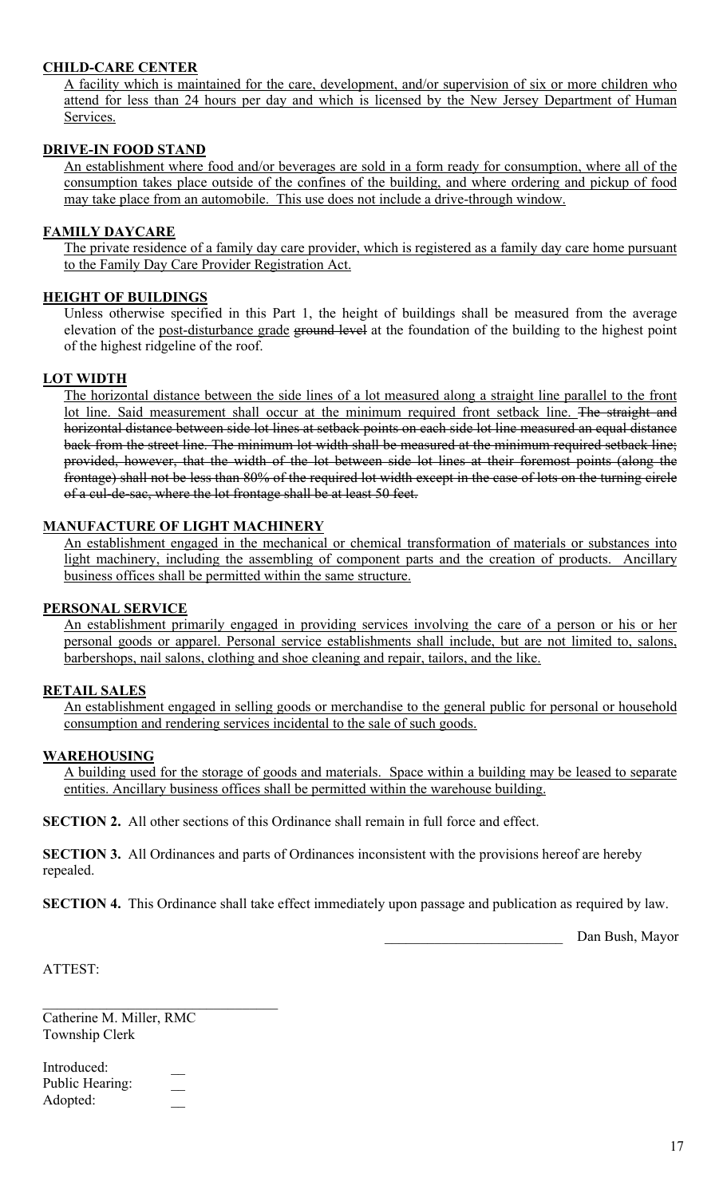**CHILD-CARE CENTER**

A facility which is maintained for the care, development, and/or supervision of six or more children who attend for less than 24 hours per day and which is licensed by the New Jersey Department of Human Services.

**DRIVE-IN FOOD STAND**

An establishment where food and/or beverages are sold in a form ready for consumption, where all of the consumption takes place outside of the confines of the building, and where ordering and pickup of food may take place from an automobile. This use does not include a drive-through window.

**FAMILY DAYCARE**

The private residence of a family day care provider, which is registered as a family day care home pursuant to the Family Day Care Provider Registration Act.

**HEIGHT OF BUILDINGS**

Unless otherwise specified in this Part 1, the height of buildings shall be measured from the average elevation of the post-disturbance grade ~~ground level~~ at the foundation of the building to the highest point of the highest ridgeline of the roof.

**LOT WIDTH**

The horizontal distance between the side lines of a lot measured along a straight line parallel to the front lot line. Said measurement shall occur at the minimum required front setback line. ~~The straight and horizontal distance between side lot lines at setback points on each side lot line measured an equal distance back from the street line. The minimum lot width shall be measured at the minimum required setback line; provided, however, that the width of the lot between side lot lines at their foremost points (along the frontage) shall not be less than 80% of the required lot width except in the case of lots on the turning circle of a cul-de-sac, where the lot frontage shall be at least 50 feet.~~

**MANUFACTURE OF LIGHT MACHINERY**

An establishment engaged in the mechanical or chemical transformation of materials or substances into light machinery, including the assembling of component parts and the creation of products. Ancillary business offices shall be permitted within the same structure.

**PERSONAL SERVICE**

An establishment primarily engaged in providing services involving the care of a person or his or her personal goods or apparel. Personal service establishments shall include, but are not limited to, salons, barbershops, nail salons, clothing and shoe cleaning and repair, tailors, and the like.

**RETAIL SALES**

An establishment engaged in selling goods or merchandise to the general public for personal or household consumption and rendering services incidental to the sale of such goods.

**WAREHOUSING**

A building used for the storage of goods and materials. Space within a building may be leased to separate entities. Ancillary business offices shall be permitted within the warehouse building.

**SECTION 2.** All other sections of this Ordinance shall remain in full force and effect.

**SECTION 3.** All Ordinances and parts of Ordinances inconsistent with the provisions hereof are hereby repealed.

**SECTION 4.** This Ordinance shall take effect immediately upon passage and publication as required by law.

_________________________ Dan Bush, Mayor

ATTEST:

___________________________________

Catherine M. Miller, RMC
Township Clerk

Introduced: __
Public Hearing: __
Adopted: __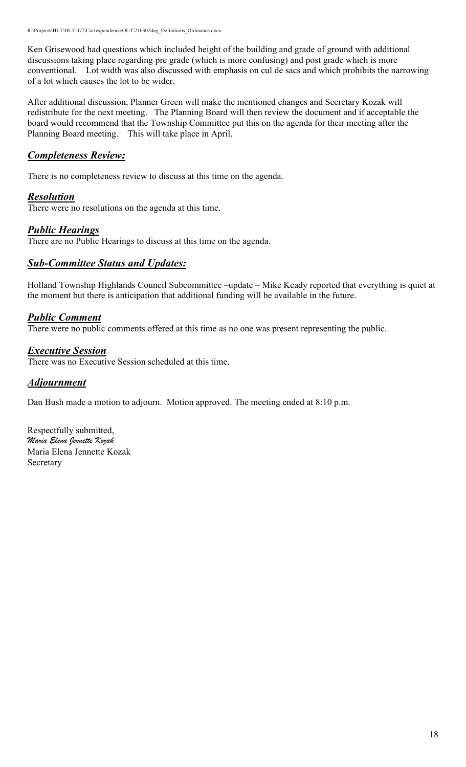R:\Projects\HLT\HLT-077\Correspondence\OUT\210302dag_Definitions_Ordinance.docx

Ken Grisewood had questions which included height of the building and grade of ground with additional discussions taking place regarding pre grade (which is more confusing) and post grade which is more conventional. Lot width was also discussed with emphasis on cul de sacs and which prohibits the narrowing of a lot which causes the lot to be wider.

After additional discussion, Planner Green will make the mentioned changes and Secretary Kozak will redistribute for the next meeting. The Planning Board will then review the document and if acceptable the board would recommend that the Township Committee put this on the agenda for their meeting after the Planning Board meeting. This will take place in April.

## ***Completeness Review:***

There is no completeness review to discuss at this time on the agenda.

## ***Resolution***

There were no resolutions on the agenda at this time.

## ***Public Hearings***

There are no Public Hearings to discuss at this time on the agenda.

## ***Sub-Committee Status and Updates:***

Holland Township Highlands Council Subcommittee –update – Mike Keady reported that everything is quiet at the moment but there is anticipation that additional funding will be available in the future.

## ***Public Comment***

There were no public comments offered at this time as no one was present representing the public.

## ***Executive Session***

There was no Executive Session scheduled at this time.

## ***Adjournment***

Dan Bush made a motion to adjourn. Motion approved. The meeting ended at 8:10 p.m.

Respectfully submitted,
*Maria Elena Jennette Kozak*
Maria Elena Jennette Kozak
Secretary